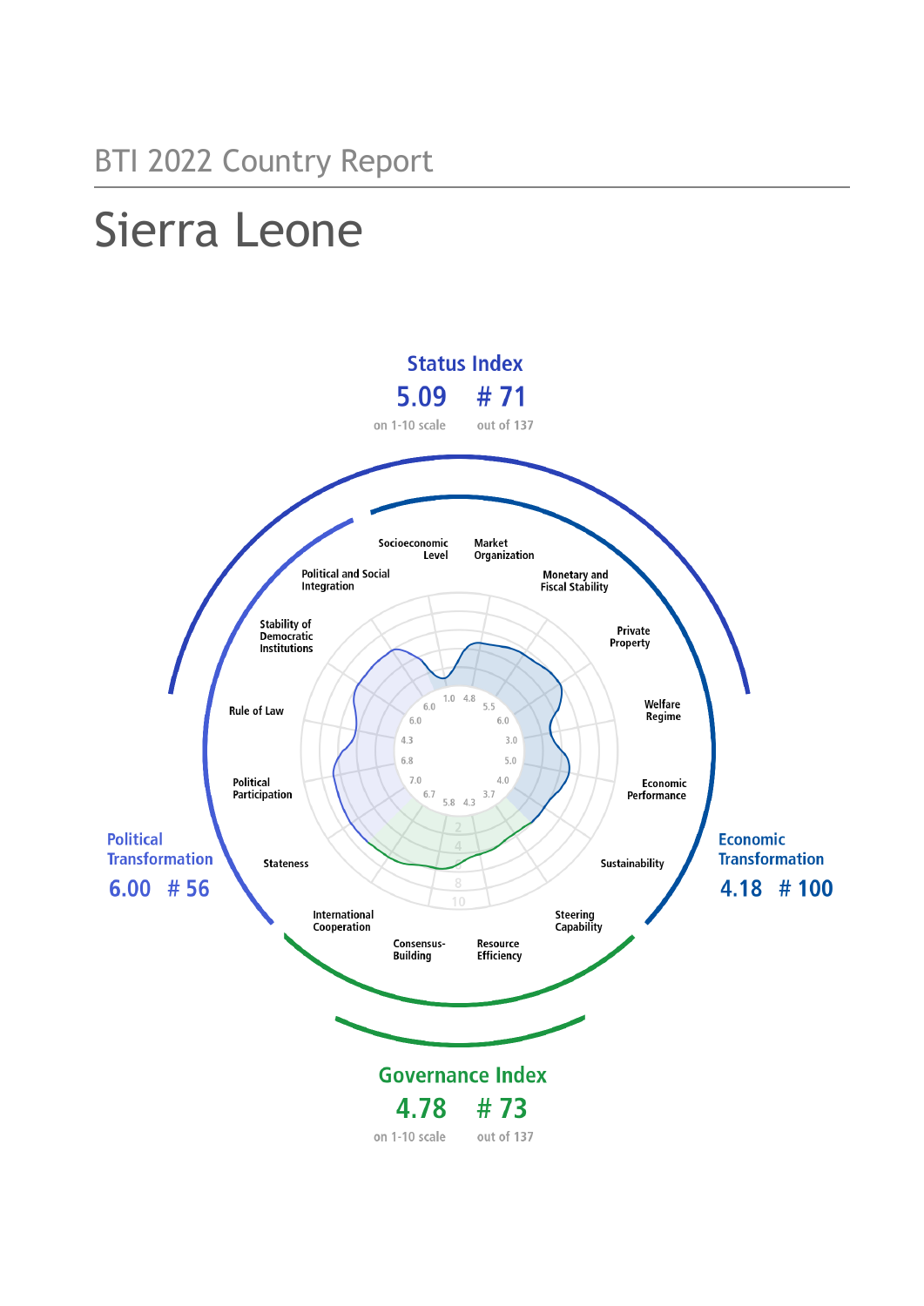BTI 2022 Country Report

# Sierra Leone

Status Index
5.09 # 71
on 1-10 scale out of 137

Political Transformation
6.00 # 56

Economic Transformation
4.18 # 100

Governance Index
4.78 # 73
on 1-10 scale out of 137

Socioeconomic Level
Market Organization
Monetary and Fiscal Stability
Private Property
Welfare Regime
Economic Performance
Sustainability
Steering Capability
Resource Efficiency
Consensus-Building
International Cooperation
Stateness
Political Participation
Rule of Law
Stability of Democratic Institutions
Political and Social Integration

1.0 4.8 5.5 6.0 3.0 5.0 4.0 3.7 4.3 5.8 6.7 7.0 6.8 4.3 6.0 6.0

2 4 6 8 10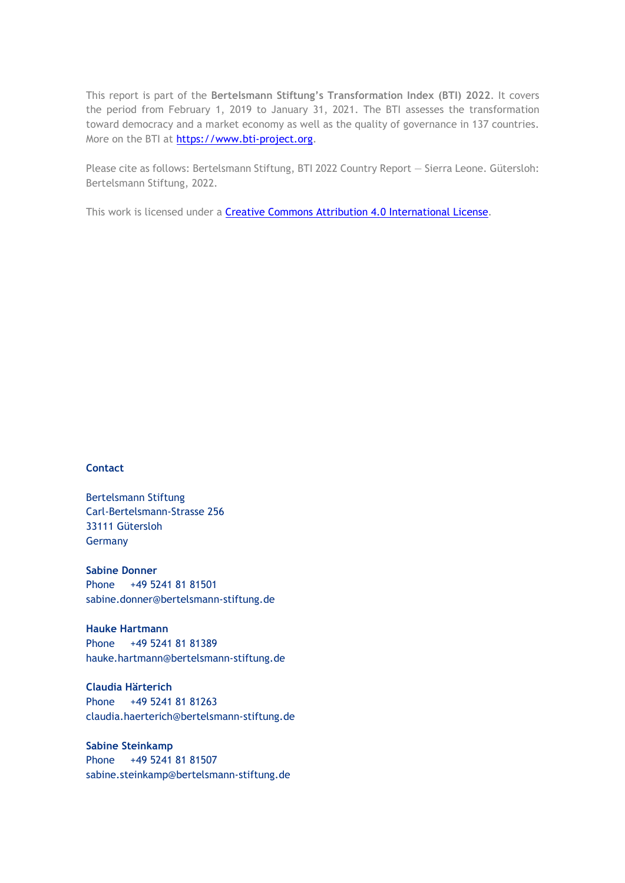This report is part of the **Bertelsmann Stiftung's Transformation Index (BTI) 2022**. It covers the period from February 1, 2019 to January 31, 2021. The BTI assesses the transformation toward democracy and a market economy as well as the quality of governance in 137 countries. More on the BTI at https://www.bti-project.org.

Please cite as follows: Bertelsmann Stiftung, BTI 2022 Country Report — Sierra Leone. Gütersloh: Bertelsmann Stiftung, 2022.

This work is licensed under a Creative Commons Attribution 4.0 International License.

**Contact**

Bertelsmann Stiftung
Carl-Bertelsmann-Strasse 256
33111 Gütersloh
Germany

**Sabine Donner**
Phone +49 5241 81 81501
sabine.donner@bertelsmann-stiftung.de

**Hauke Hartmann**
Phone +49 5241 81 81389
hauke.hartmann@bertelsmann-stiftung.de

**Claudia Härterich**
Phone +49 5241 81 81263
claudia.haerterich@bertelsmann-stiftung.de

**Sabine Steinkamp**
Phone +49 5241 81 81507
sabine.steinkamp@bertelsmann-stiftung.de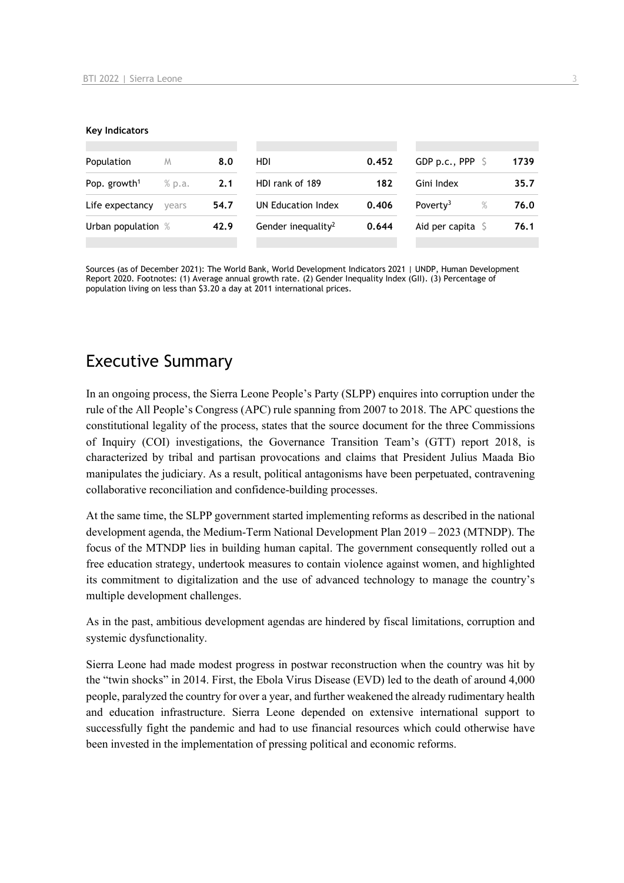**Key Indicators**

| | | | | | | | |
|---|---|---|---|---|---|---|---|
| Population | M | 8.0 | HDI | 0.452 | GDP p.c., PPP | $ | 1739 |
| Pop. growth[1] | % p.a. | 2.1 | HDI rank of 189 | 182 | Gini Index | | 35.7 |
| Life expectancy | years | 54.7 | UN Education Index | 0.406 | Poverty[3] | % | 76.0 |
| Urban population | % | 42.9 | Gender inequality[2] | 0.644 | Aid per capita | $ | 76.1 |

Sources (as of December 2021): The World Bank, World Development Indicators 2021 | UNDP, Human Development Report 2020. Footnotes: (1) Average annual growth rate. (2) Gender Inequality Index (GII). (3) Percentage of population living on less than $3.20 a day at 2011 international prices.

# Executive Summary

In an ongoing process, the Sierra Leone People's Party (SLPP) enquires into corruption under the rule of the All People's Congress (APC) rule spanning from 2007 to 2018. The APC questions the constitutional legality of the process, states that the source document for the three Commissions of Inquiry (COI) investigations, the Governance Transition Team's (GTT) report 2018, is characterized by tribal and partisan provocations and claims that President Julius Maada Bio manipulates the judiciary. As a result, political antagonisms have been perpetuated, contravening collaborative reconciliation and confidence-building processes.

At the same time, the SLPP government started implementing reforms as described in the national development agenda, the Medium-Term National Development Plan 2019 – 2023 (MTNDP). The focus of the MTNDP lies in building human capital. The government consequently rolled out a free education strategy, undertook measures to contain violence against women, and highlighted its commitment to digitalization and the use of advanced technology to manage the country's multiple development challenges.

As in the past, ambitious development agendas are hindered by fiscal limitations, corruption and systemic dysfunctionality.

Sierra Leone had made modest progress in postwar reconstruction when the country was hit by the "twin shocks" in 2014. First, the Ebola Virus Disease (EVD) led to the death of around 4,000 people, paralyzed the country for over a year, and further weakened the already rudimentary health and education infrastructure. Sierra Leone depended on extensive international support to successfully fight the pandemic and had to use financial resources which could otherwise have been invested in the implementation of pressing political and economic reforms.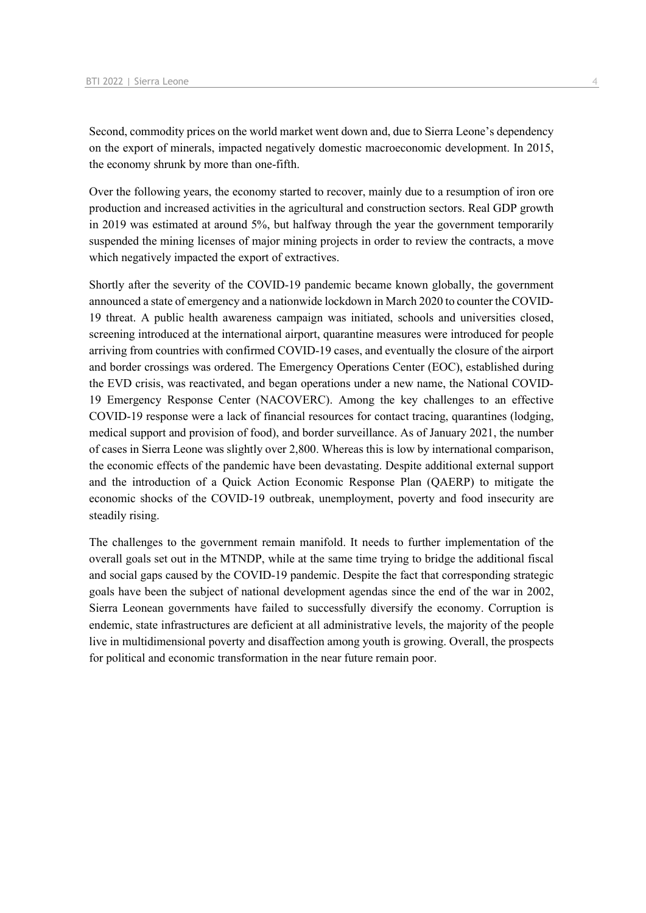Second, commodity prices on the world market went down and, due to Sierra Leone's dependency on the export of minerals, impacted negatively domestic macroeconomic development. In 2015, the economy shrunk by more than one-fifth.

Over the following years, the economy started to recover, mainly due to a resumption of iron ore production and increased activities in the agricultural and construction sectors. Real GDP growth in 2019 was estimated at around 5%, but halfway through the year the government temporarily suspended the mining licenses of major mining projects in order to review the contracts, a move which negatively impacted the export of extractives.

Shortly after the severity of the COVID-19 pandemic became known globally, the government announced a state of emergency and a nationwide lockdown in March 2020 to counter the COVID-19 threat. A public health awareness campaign was initiated, schools and universities closed, screening introduced at the international airport, quarantine measures were introduced for people arriving from countries with confirmed COVID-19 cases, and eventually the closure of the airport and border crossings was ordered. The Emergency Operations Center (EOC), established during the EVD crisis, was reactivated, and began operations under a new name, the National COVID-19 Emergency Response Center (NACOVERC). Among the key challenges to an effective COVID-19 response were a lack of financial resources for contact tracing, quarantines (lodging, medical support and provision of food), and border surveillance. As of January 2021, the number of cases in Sierra Leone was slightly over 2,800. Whereas this is low by international comparison, the economic effects of the pandemic have been devastating. Despite additional external support and the introduction of a Quick Action Economic Response Plan (QAERP) to mitigate the economic shocks of the COVID-19 outbreak, unemployment, poverty and food insecurity are steadily rising.

The challenges to the government remain manifold. It needs to further implementation of the overall goals set out in the MTNDP, while at the same time trying to bridge the additional fiscal and social gaps caused by the COVID-19 pandemic. Despite the fact that corresponding strategic goals have been the subject of national development agendas since the end of the war in 2002, Sierra Leonean governments have failed to successfully diversify the economy. Corruption is endemic, state infrastructures are deficient at all administrative levels, the majority of the people live in multidimensional poverty and disaffection among youth is growing. Overall, the prospects for political and economic transformation in the near future remain poor.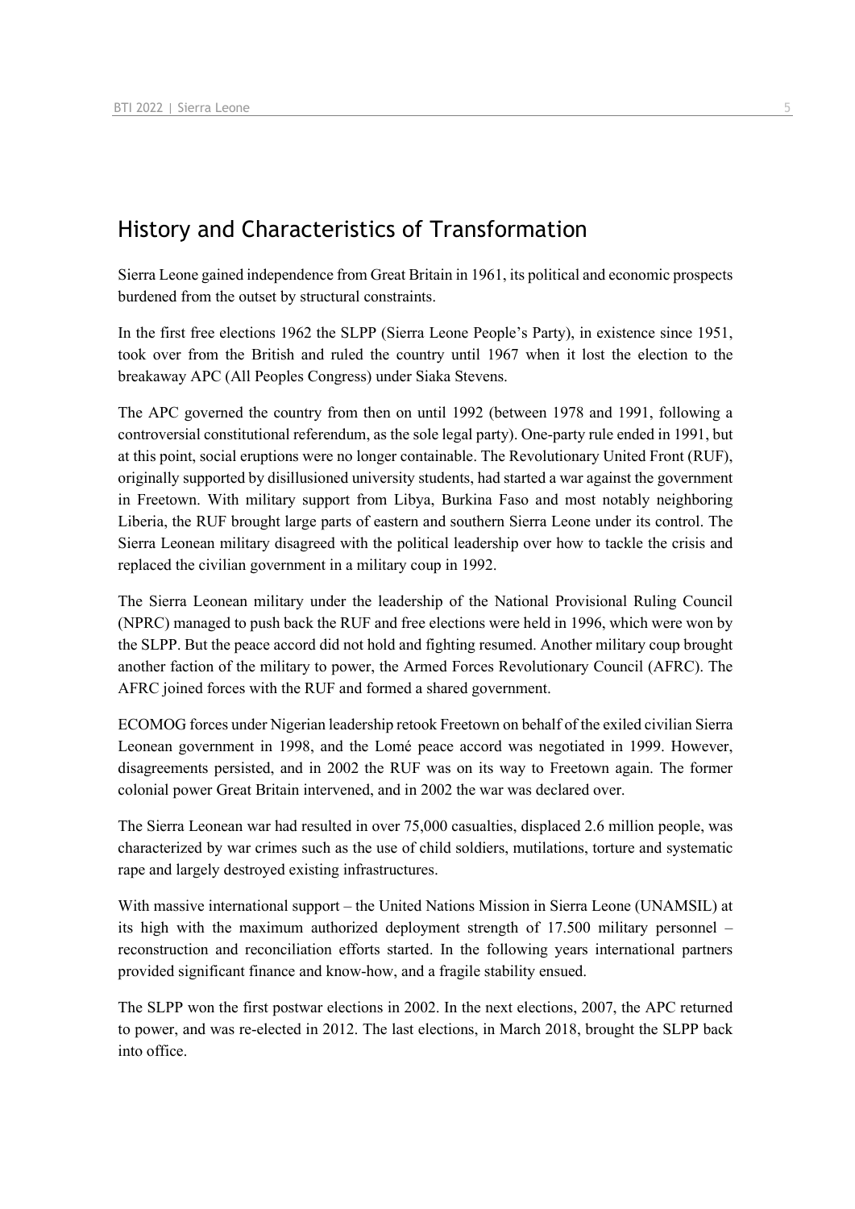## History and Characteristics of Transformation

Sierra Leone gained independence from Great Britain in 1961, its political and economic prospects burdened from the outset by structural constraints.

In the first free elections 1962 the SLPP (Sierra Leone People's Party), in existence since 1951, took over from the British and ruled the country until 1967 when it lost the election to the breakaway APC (All Peoples Congress) under Siaka Stevens.

The APC governed the country from then on until 1992 (between 1978 and 1991, following a controversial constitutional referendum, as the sole legal party). One-party rule ended in 1991, but at this point, social eruptions were no longer containable. The Revolutionary United Front (RUF), originally supported by disillusioned university students, had started a war against the government in Freetown. With military support from Libya, Burkina Faso and most notably neighboring Liberia, the RUF brought large parts of eastern and southern Sierra Leone under its control. The Sierra Leonean military disagreed with the political leadership over how to tackle the crisis and replaced the civilian government in a military coup in 1992.

The Sierra Leonean military under the leadership of the National Provisional Ruling Council (NPRC) managed to push back the RUF and free elections were held in 1996, which were won by the SLPP. But the peace accord did not hold and fighting resumed. Another military coup brought another faction of the military to power, the Armed Forces Revolutionary Council (AFRC). The AFRC joined forces with the RUF and formed a shared government.

ECOMOG forces under Nigerian leadership retook Freetown on behalf of the exiled civilian Sierra Leonean government in 1998, and the Lomé peace accord was negotiated in 1999. However, disagreements persisted, and in 2002 the RUF was on its way to Freetown again. The former colonial power Great Britain intervened, and in 2002 the war was declared over.

The Sierra Leonean war had resulted in over 75,000 casualties, displaced 2.6 million people, was characterized by war crimes such as the use of child soldiers, mutilations, torture and systematic rape and largely destroyed existing infrastructures.

With massive international support – the United Nations Mission in Sierra Leone (UNAMSIL) at its high with the maximum authorized deployment strength of 17.500 military personnel – reconstruction and reconciliation efforts started. In the following years international partners provided significant finance and know-how, and a fragile stability ensued.

The SLPP won the first postwar elections in 2002. In the next elections, 2007, the APC returned to power, and was re-elected in 2012. The last elections, in March 2018, brought the SLPP back into office.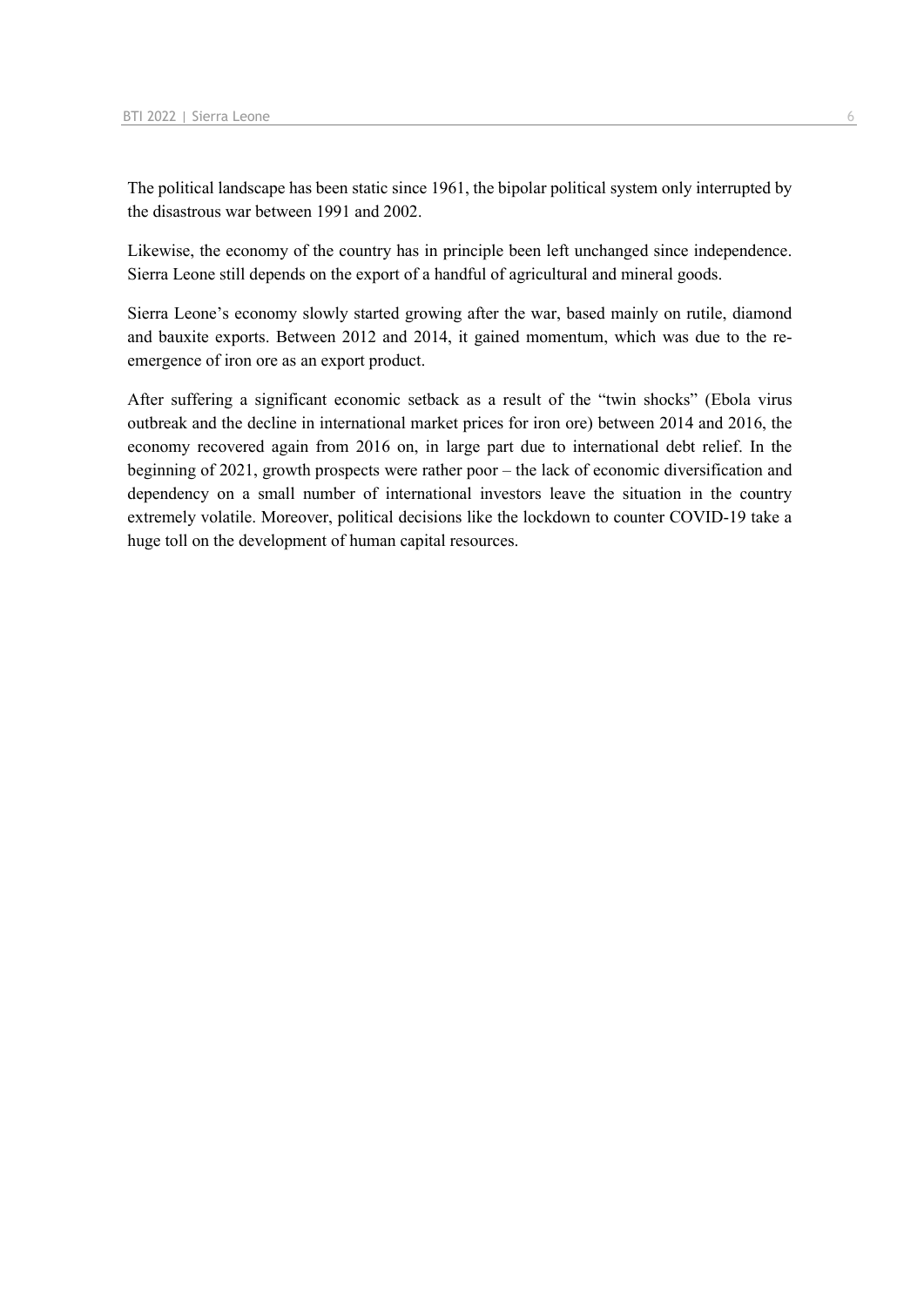The political landscape has been static since 1961, the bipolar political system only interrupted by the disastrous war between 1991 and 2002.

Likewise, the economy of the country has in principle been left unchanged since independence. Sierra Leone still depends on the export of a handful of agricultural and mineral goods.

Sierra Leone's economy slowly started growing after the war, based mainly on rutile, diamond and bauxite exports. Between 2012 and 2014, it gained momentum, which was due to the re-emergence of iron ore as an export product.

After suffering a significant economic setback as a result of the "twin shocks" (Ebola virus outbreak and the decline in international market prices for iron ore) between 2014 and 2016, the economy recovered again from 2016 on, in large part due to international debt relief. In the beginning of 2021, growth prospects were rather poor – the lack of economic diversification and dependency on a small number of international investors leave the situation in the country extremely volatile. Moreover, political decisions like the lockdown to counter COVID-19 take a huge toll on the development of human capital resources.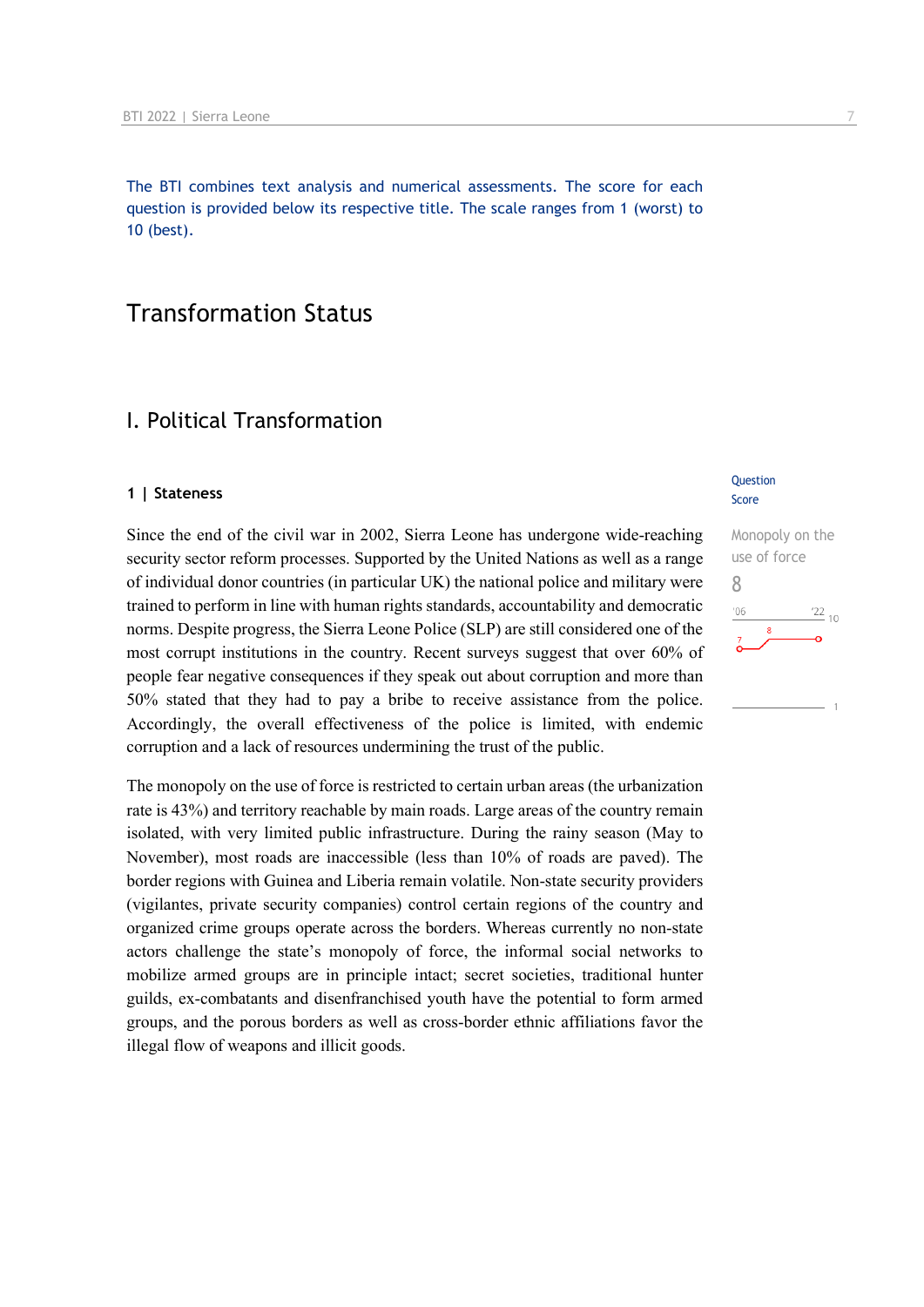The BTI combines text analysis and numerical assessments. The score for each question is provided below its respective title. The scale ranges from 1 (worst) to 10 (best).

# Transformation Status

## I. Political Transformation

### 1 | Stateness

Question
Score

Monopoly on the use of force

8

'06
'22
10
8
7
1

Since the end of the civil war in 2002, Sierra Leone has undergone wide-reaching security sector reform processes. Supported by the United Nations as well as a range of individual donor countries (in particular UK) the national police and military were trained to perform in line with human rights standards, accountability and democratic norms. Despite progress, the Sierra Leone Police (SLP) are still considered one of the most corrupt institutions in the country. Recent surveys suggest that over 60% of people fear negative consequences if they speak out about corruption and more than 50% stated that they had to pay a bribe to receive assistance from the police. Accordingly, the overall effectiveness of the police is limited, with endemic corruption and a lack of resources undermining the trust of the public.

The monopoly on the use of force is restricted to certain urban areas (the urbanization rate is 43%) and territory reachable by main roads. Large areas of the country remain isolated, with very limited public infrastructure. During the rainy season (May to November), most roads are inaccessible (less than 10% of roads are paved). The border regions with Guinea and Liberia remain volatile. Non-state security providers (vigilantes, private security companies) control certain regions of the country and organized crime groups operate across the borders. Whereas currently no non-state actors challenge the state's monopoly of force, the informal social networks to mobilize armed groups are in principle intact; secret societies, traditional hunter guilds, ex-combatants and disenfranchised youth have the potential to form armed groups, and the porous borders as well as cross-border ethnic affiliations favor the illegal flow of weapons and illicit goods.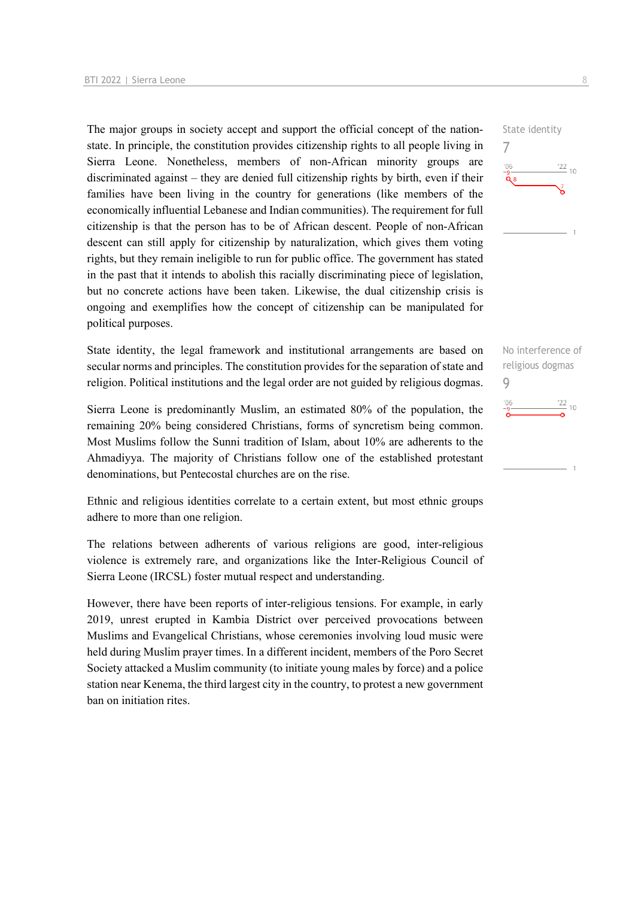The major groups in society accept and support the official concept of the nation-state. In principle, the constitution provides citizenship rights to all people living in Sierra Leone. Nonetheless, members of non-African minority groups are discriminated against – they are denied full citizenship rights by birth, even if their families have been living in the country for generations (like members of the economically influential Lebanese and Indian communities). The requirement for full citizenship is that the person has to be of African descent. People of non-African descent can still apply for citizenship by naturalization, which gives them voting rights, but they remain ineligible to run for public office. The government has stated in the past that it intends to abolish this racially discriminating piece of legislation, but no concrete actions have been taken. Likewise, the dual citizenship crisis is ongoing and exemplifies how the concept of citizenship can be manipulated for political purposes.

State identity
7

'06
'22
10
9
8
7
1

State identity, the legal framework and institutional arrangements are based on secular norms and principles. The constitution provides for the separation of state and religion. Political institutions and the legal order are not guided by religious dogmas.

No interference of religious dogmas
9

'06
'22
10
9
1

Sierra Leone is predominantly Muslim, an estimated 80% of the population, the remaining 20% being considered Christians, forms of syncretism being common. Most Muslims follow the Sunni tradition of Islam, about 10% are adherents to the Ahmadiyya. The majority of Christians follow one of the established protestant denominations, but Pentecostal churches are on the rise.

Ethnic and religious identities correlate to a certain extent, but most ethnic groups adhere to more than one religion.

The relations between adherents of various religions are good, inter-religious violence is extremely rare, and organizations like the Inter-Religious Council of Sierra Leone (IRCSL) foster mutual respect and understanding.

However, there have been reports of inter-religious tensions. For example, in early 2019, unrest erupted in Kambia District over perceived provocations between Muslims and Evangelical Christians, whose ceremonies involving loud music were held during Muslim prayer times. In a different incident, members of the Poro Secret Society attacked a Muslim community (to initiate young males by force) and a police station near Kenema, the third largest city in the country, to protest a new government ban on initiation rites.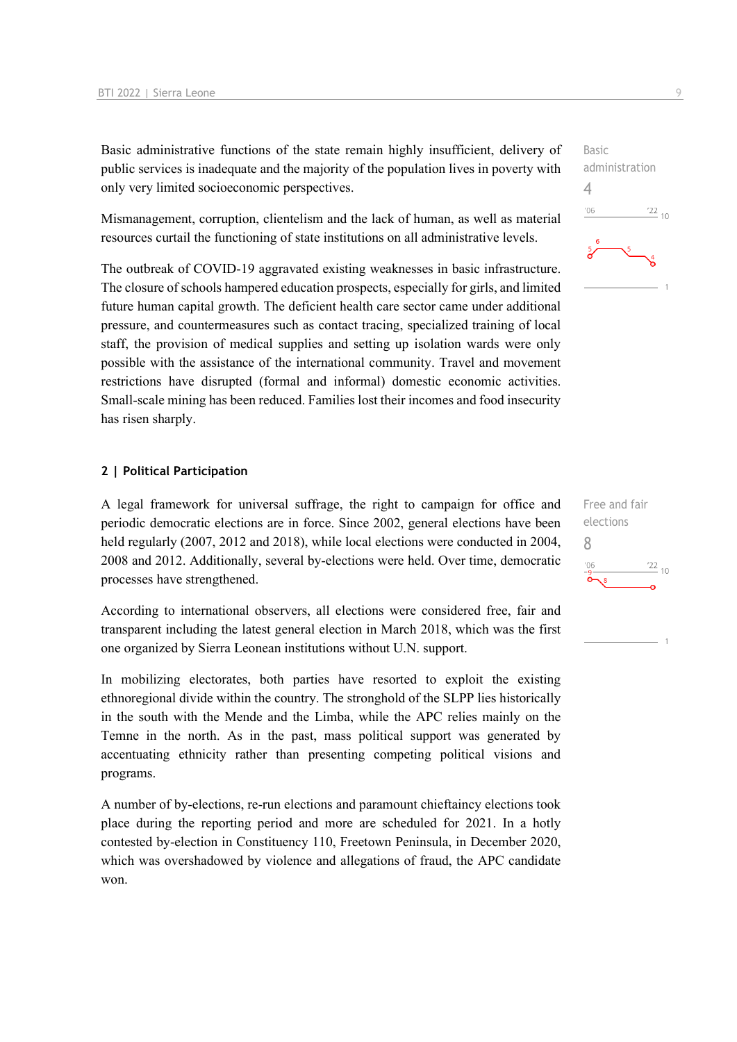Basic administrative functions of the state remain highly insufficient, delivery of public services is inadequate and the majority of the population lives in poverty with only very limited socioeconomic perspectives.

Basic administration
4

'06 '22 10
6
5 5 4
1

Mismanagement, corruption, clientelism and the lack of human, as well as material resources curtail the functioning of state institutions on all administrative levels.

The outbreak of COVID-19 aggravated existing weaknesses in basic infrastructure. The closure of schools hampered education prospects, especially for girls, and limited future human capital growth. The deficient health care sector came under additional pressure, and countermeasures such as contact tracing, specialized training of local staff, the provision of medical supplies and setting up isolation wards were only possible with the assistance of the international community. Travel and movement restrictions have disrupted (formal and informal) domestic economic activities. Small-scale mining has been reduced. Families lost their incomes and food insecurity has risen sharply.

## 2 | Political Participation

A legal framework for universal suffrage, the right to campaign for office and periodic democratic elections are in force. Since 2002, general elections have been held regularly (2007, 2012 and 2018), while local elections were conducted in 2004, 2008 and 2012. Additionally, several by-elections were held. Over time, democratic processes have strengthened.

Free and fair elections
8

'06 '22 10
9
8
1

According to international observers, all elections were considered free, fair and transparent including the latest general election in March 2018, which was the first one organized by Sierra Leonean institutions without U.N. support.

In mobilizing electorates, both parties have resorted to exploit the existing ethnoregional divide within the country. The stronghold of the SLPP lies historically in the south with the Mende and the Limba, while the APC relies mainly on the Temne in the north. As in the past, mass political support was generated by accentuating ethnicity rather than presenting competing political visions and programs.

A number of by-elections, re-run elections and paramount chieftaincy elections took place during the reporting period and more are scheduled for 2021. In a hotly contested by-election in Constituency 110, Freetown Peninsula, in December 2020, which was overshadowed by violence and allegations of fraud, the APC candidate won.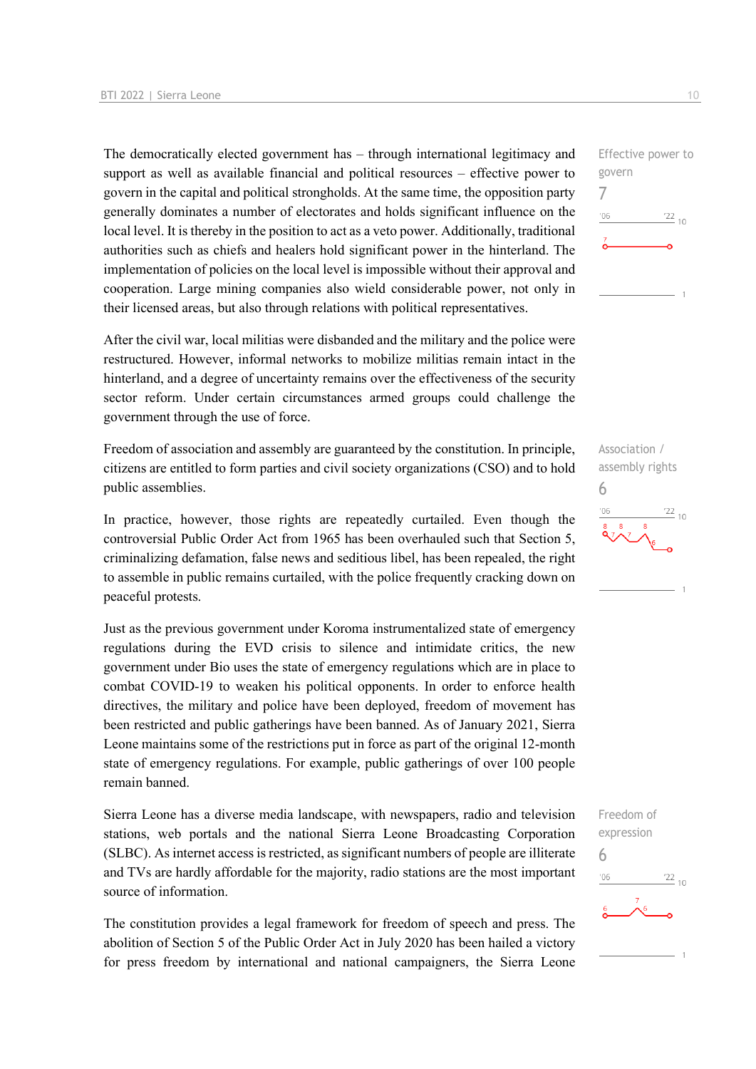The democratically elected government has – through international legitimacy and support as well as available financial and political resources – effective power to govern in the capital and political strongholds. At the same time, the opposition party generally dominates a number of electorates and holds significant influence on the local level. It is thereby in the position to act as a veto power. Additionally, traditional authorities such as chiefs and healers hold significant power in the hinterland. The implementation of policies on the local level is impossible without their approval and cooperation. Large mining companies also wield considerable power, not only in their licensed areas, but also through relations with political representatives.

Effective power to govern
7

'06 '22 10
7
1

After the civil war, local militias were disbanded and the military and the police were restructured. However, informal networks to mobilize militias remain intact in the hinterland, and a degree of uncertainty remains over the effectiveness of the security sector reform. Under certain circumstances armed groups could challenge the government through the use of force.

Freedom of association and assembly are guaranteed by the constitution. In principle, citizens are entitled to form parties and civil society organizations (CSO) and to hold public assemblies.

Association / assembly rights
6

'06 '22 10
8 7 8 7 8 6
1

In practice, however, those rights are repeatedly curtailed. Even though the controversial Public Order Act from 1965 has been overhauled such that Section 5, criminalizing defamation, false news and seditious libel, has been repealed, the right to assemble in public remains curtailed, with the police frequently cracking down on peaceful protests.

Just as the previous government under Koroma instrumentalized state of emergency regulations during the EVD crisis to silence and intimidate critics, the new government under Bio uses the state of emergency regulations which are in place to combat COVID-19 to weaken his political opponents. In order to enforce health directives, the military and police have been deployed, freedom of movement has been restricted and public gatherings have been banned. As of January 2021, Sierra Leone maintains some of the restrictions put in force as part of the original 12-month state of emergency regulations. For example, public gatherings of over 100 people remain banned.

Sierra Leone has a diverse media landscape, with newspapers, radio and television stations, web portals and the national Sierra Leone Broadcasting Corporation (SLBC). As internet access is restricted, as significant numbers of people are illiterate and TVs are hardly affordable for the majority, radio stations are the most important source of information.

Freedom of expression
6

'06 '22 10
6 7 6
1

The constitution provides a legal framework for freedom of speech and press. The abolition of Section 5 of the Public Order Act in July 2020 has been hailed a victory for press freedom by international and national campaigners, the Sierra Leone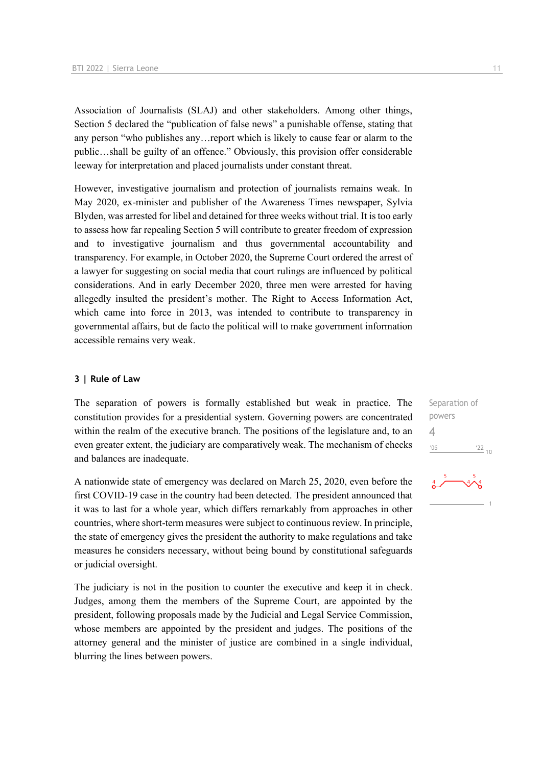Association of Journalists (SLAJ) and other stakeholders. Among other things, Section 5 declared the "publication of false news" a punishable offense, stating that any person "who publishes any…report which is likely to cause fear or alarm to the public…shall be guilty of an offence." Obviously, this provision offer considerable leeway for interpretation and placed journalists under constant threat.

However, investigative journalism and protection of journalists remains weak. In May 2020, ex-minister and publisher of the Awareness Times newspaper, Sylvia Blyden, was arrested for libel and detained for three weeks without trial. It is too early to assess how far repealing Section 5 will contribute to greater freedom of expression and to investigative journalism and thus governmental accountability and transparency. For example, in October 2020, the Supreme Court ordered the arrest of a lawyer for suggesting on social media that court rulings are influenced by political considerations. And in early December 2020, three men were arrested for having allegedly insulted the president's mother. The Right to Access Information Act, which came into force in 2013, was intended to contribute to transparency in governmental affairs, but de facto the political will to make government information accessible remains very weak.

## 3 | Rule of Law

Separation of powers
4
'06 '22 10
4 5 5 4 4
1

The separation of powers is formally established but weak in practice. The constitution provides for a presidential system. Governing powers are concentrated within the realm of the executive branch. The positions of the legislature and, to an even greater extent, the judiciary are comparatively weak. The mechanism of checks and balances are inadequate.

A nationwide state of emergency was declared on March 25, 2020, even before the first COVID-19 case in the country had been detected. The president announced that it was to last for a whole year, which differs remarkably from approaches in other countries, where short-term measures were subject to continuous review. In principle, the state of emergency gives the president the authority to make regulations and take measures he considers necessary, without being bound by constitutional safeguards or judicial oversight.

The judiciary is not in the position to counter the executive and keep it in check. Judges, among them the members of the Supreme Court, are appointed by the president, following proposals made by the Judicial and Legal Service Commission, whose members are appointed by the president and judges. The positions of the attorney general and the minister of justice are combined in a single individual, blurring the lines between powers.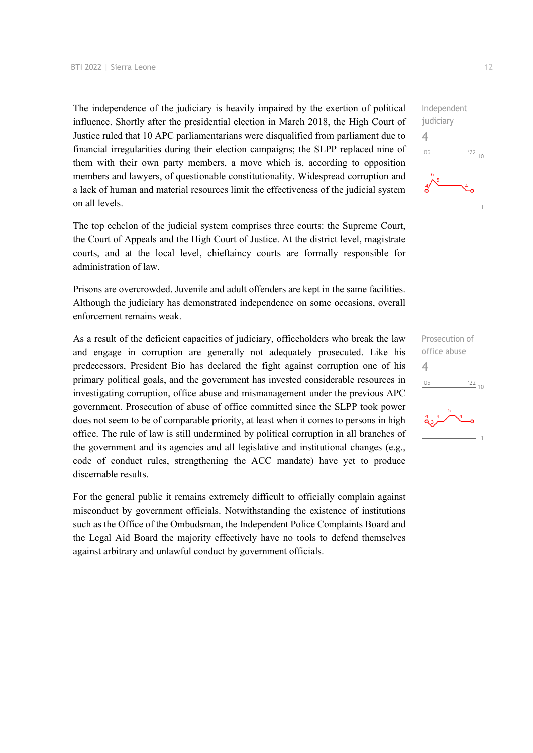The independence of the judiciary is heavily impaired by the exertion of political influence. Shortly after the presidential election in March 2018, the High Court of Justice ruled that 10 APC parliamentarians were disqualified from parliament due to financial irregularities during their election campaigns; the SLPP replaced nine of them with their own party members, a move which is, according to opposition members and lawyers, of questionable constitutionality. Widespread corruption and a lack of human and material resources limit the effectiveness of the judicial system on all levels.

Independent judiciary
4

The top echelon of the judicial system comprises three courts: the Supreme Court, the Court of Appeals and the High Court of Justice. At the district level, magistrate courts, and at the local level, chieftaincy courts are formally responsible for administration of law.

Prisons are overcrowded. Juvenile and adult offenders are kept in the same facilities. Although the judiciary has demonstrated independence on some occasions, overall enforcement remains weak.

As a result of the deficient capacities of judiciary, officeholders who break the law and engage in corruption are generally not adequately prosecuted. Like his predecessors, President Bio has declared the fight against corruption one of his primary political goals, and the government has invested considerable resources in investigating corruption, office abuse and mismanagement under the previous APC government. Prosecution of abuse of office committed since the SLPP took power does not seem to be of comparable priority, at least when it comes to persons in high office. The rule of law is still undermined by political corruption in all branches of the government and its agencies and all legislative and institutional changes (e.g., code of conduct rules, strengthening the ACC mandate) have yet to produce discernable results.

Prosecution of office abuse
4

For the general public it remains extremely difficult to officially complain against misconduct by government officials. Notwithstanding the existence of institutions such as the Office of the Ombudsman, the Independent Police Complaints Board and the Legal Aid Board the majority effectively have no tools to defend themselves against arbitrary and unlawful conduct by government officials.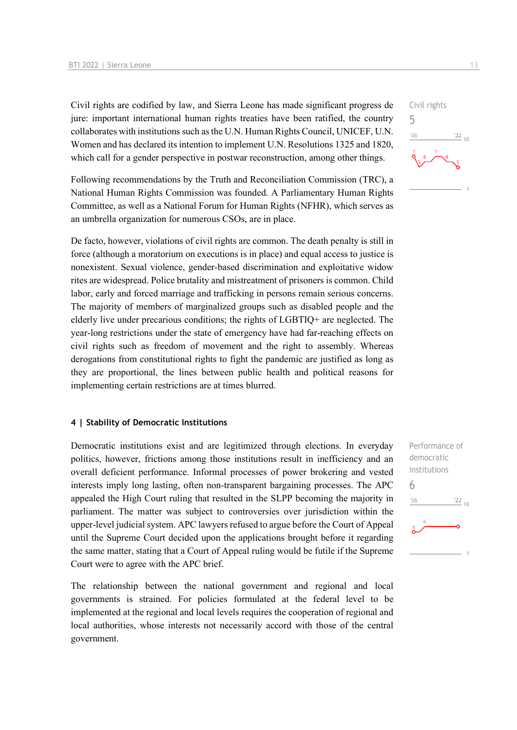Civil rights are codified by law, and Sierra Leone has made significant progress de jure: important international human rights treaties have been ratified, the country collaborates with institutions such as the U.N. Human Rights Council, UNICEF, U.N. Women and has declared its intention to implement U.N. Resolutions 1325 and 1820, which call for a gender perspective in postwar reconstruction, among other things.

Civil rights
5
'06
'22
10
7
5
6
7
6
5
1

Following recommendations by the Truth and Reconciliation Commission (TRC), a National Human Rights Commission was founded. A Parliamentary Human Rights Committee, as well as a National Forum for Human Rights (NFHR), which serves as an umbrella organization for numerous CSOs, are in place.

De facto, however, violations of civil rights are common. The death penalty is still in force (although a moratorium on executions is in place) and equal access to justice is nonexistent. Sexual violence, gender-based discrimination and exploitative widow rites are widespread. Police brutality and mistreatment of prisoners is common. Child labor, early and forced marriage and trafficking in persons remain serious concerns. The majority of members of marginalized groups such as disabled people and the elderly live under precarious conditions; the rights of LGBTIQ+ are neglected. The year-long restrictions under the state of emergency have had far-reaching effects on civil rights such as freedom of movement and the right to assembly. Whereas derogations from constitutional rights to fight the pandemic are justified as long as they are proportional, the lines between public health and political reasons for implementing certain restrictions are at times blurred.

#### 4 | Stability of Democratic Institutions

Democratic institutions exist and are legitimized through elections. In everyday politics, however, frictions among those institutions result in inefficiency and an overall deficient performance. Informal processes of power brokering and vested interests imply long lasting, often non-transparent bargaining processes. The APC appealed the High Court ruling that resulted in the SLPP becoming the majority in parliament. The matter was subject to controversies over jurisdiction within the upper-level judicial system. APC lawyers refused to argue before the Court of Appeal until the Supreme Court decided upon the applications brought before it regarding the same matter, stating that a Court of Appeal ruling would be futile if the Supreme Court were to agree with the APC brief.

Performance of democratic institutions
6
'06
'22
10
5
6
1

The relationship between the national government and regional and local governments is strained. For policies formulated at the federal level to be implemented at the regional and local levels requires the cooperation of regional and local authorities, whose interests not necessarily accord with those of the central government.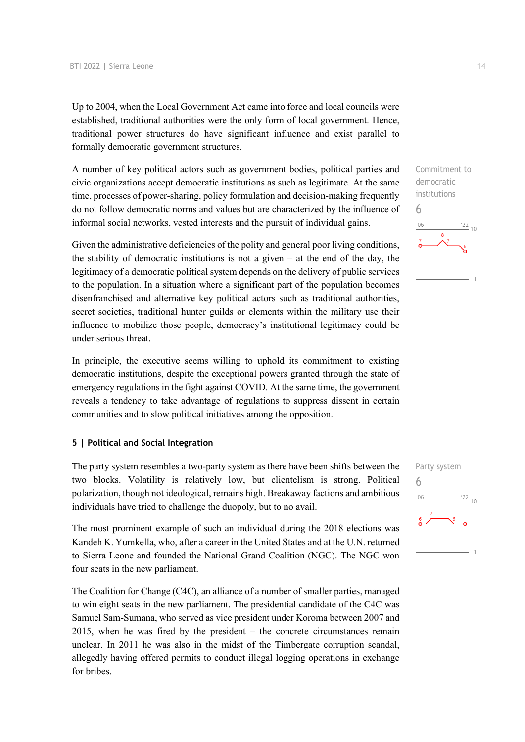Up to 2004, when the Local Government Act came into force and local councils were established, traditional authorities were the only form of local government. Hence, traditional power structures do have significant influence and exist parallel to formally democratic government structures.

Commitment to democratic institutions

6

'06 '22 10

7 8 7 6

1

A number of key political actors such as government bodies, political parties and civic organizations accept democratic institutions as such as legitimate. At the same time, processes of power-sharing, policy formulation and decision-making frequently do not follow democratic norms and values but are characterized by the influence of informal social networks, vested interests and the pursuit of individual gains.

Given the administrative deficiencies of the polity and general poor living conditions, the stability of democratic institutions is not a given – at the end of the day, the legitimacy of a democratic political system depends on the delivery of public services to the population. In a situation where a significant part of the population becomes disenfranchised and alternative key political actors such as traditional authorities, secret societies, traditional hunter guilds or elements within the military use their influence to mobilize those people, democracy's institutional legitimacy could be under serious threat.

In principle, the executive seems willing to uphold its commitment to existing democratic institutions, despite the exceptional powers granted through the state of emergency regulations in the fight against COVID. At the same time, the government reveals a tendency to take advantage of regulations to suppress dissent in certain communities and to slow political initiatives among the opposition.

## 5 | Political and Social Integration

Party system

6

'06 '22 10

6 7 6

1

The party system resembles a two-party system as there have been shifts between the two blocks. Volatility is relatively low, but clientelism is strong. Political polarization, though not ideological, remains high. Breakaway factions and ambitious individuals have tried to challenge the duopoly, but to no avail.

The most prominent example of such an individual during the 2018 elections was Kandeh K. Yumkella, who, after a career in the United States and at the U.N. returned to Sierra Leone and founded the National Grand Coalition (NGC). The NGC won four seats in the new parliament.

The Coalition for Change (C4C), an alliance of a number of smaller parties, managed to win eight seats in the new parliament. The presidential candidate of the C4C was Samuel Sam-Sumana, who served as vice president under Koroma between 2007 and 2015, when he was fired by the president – the concrete circumstances remain unclear. In 2011 he was also in the midst of the Timbergate corruption scandal, allegedly having offered permits to conduct illegal logging operations in exchange for bribes.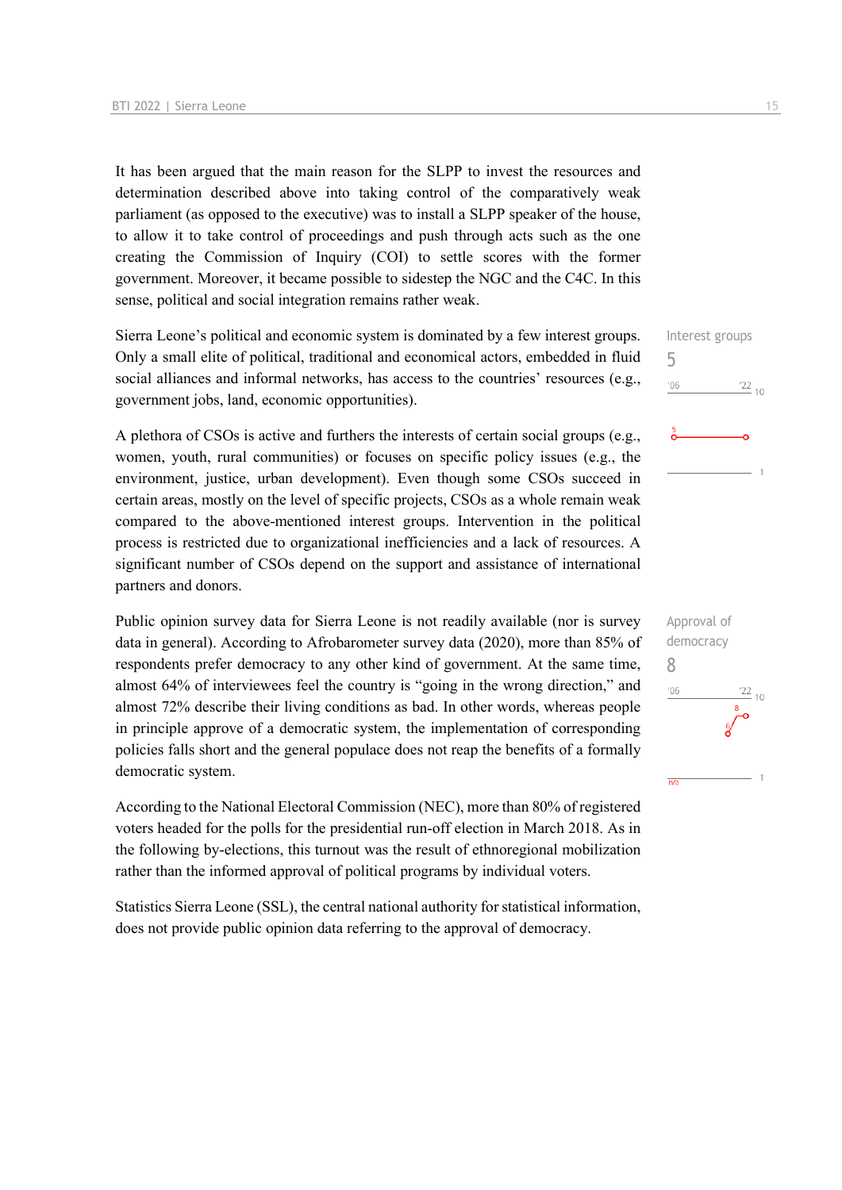It has been argued that the main reason for the SLPP to invest the resources and determination described above into taking control of the comparatively weak parliament (as opposed to the executive) was to install a SLPP speaker of the house, to allow it to take control of proceedings and push through acts such as the one creating the Commission of Inquiry (COI) to settle scores with the former government. Moreover, it became possible to sidestep the NGC and the C4C. In this sense, political and social integration remains rather weak.

Sierra Leone's political and economic system is dominated by a few interest groups. Only a small elite of political, traditional and economical actors, embedded in fluid social alliances and informal networks, has access to the countries' resources (e.g., government jobs, land, economic opportunities).

Interest groups
5

'06
'22
10
5
1

A plethora of CSOs is active and furthers the interests of certain social groups (e.g., women, youth, rural communities) or focuses on specific policy issues (e.g., the environment, justice, urban development). Even though some CSOs succeed in certain areas, mostly on the level of specific projects, CSOs as a whole remain weak compared to the above-mentioned interest groups. Intervention in the political process is restricted due to organizational inefficiencies and a lack of resources. A significant number of CSOs depend on the support and assistance of international partners and donors.

Public opinion survey data for Sierra Leone is not readily available (nor is survey data in general). According to Afrobarometer survey data (2020), more than 85% of respondents prefer democracy to any other kind of government. At the same time, almost 64% of interviewees feel the country is "going in the wrong direction," and almost 72% describe their living conditions as bad. In other words, whereas people in principle approve of a democratic system, the implementation of corresponding policies falls short and the general populace does not reap the benefits of a formally democratic system.

Approval of democracy
8

'06
'22
10
8
6
n/a
1

According to the National Electoral Commission (NEC), more than 80% of registered voters headed for the polls for the presidential run-off election in March 2018. As in the following by-elections, this turnout was the result of ethnoregional mobilization rather than the informed approval of political programs by individual voters.

Statistics Sierra Leone (SSL), the central national authority for statistical information, does not provide public opinion data referring to the approval of democracy.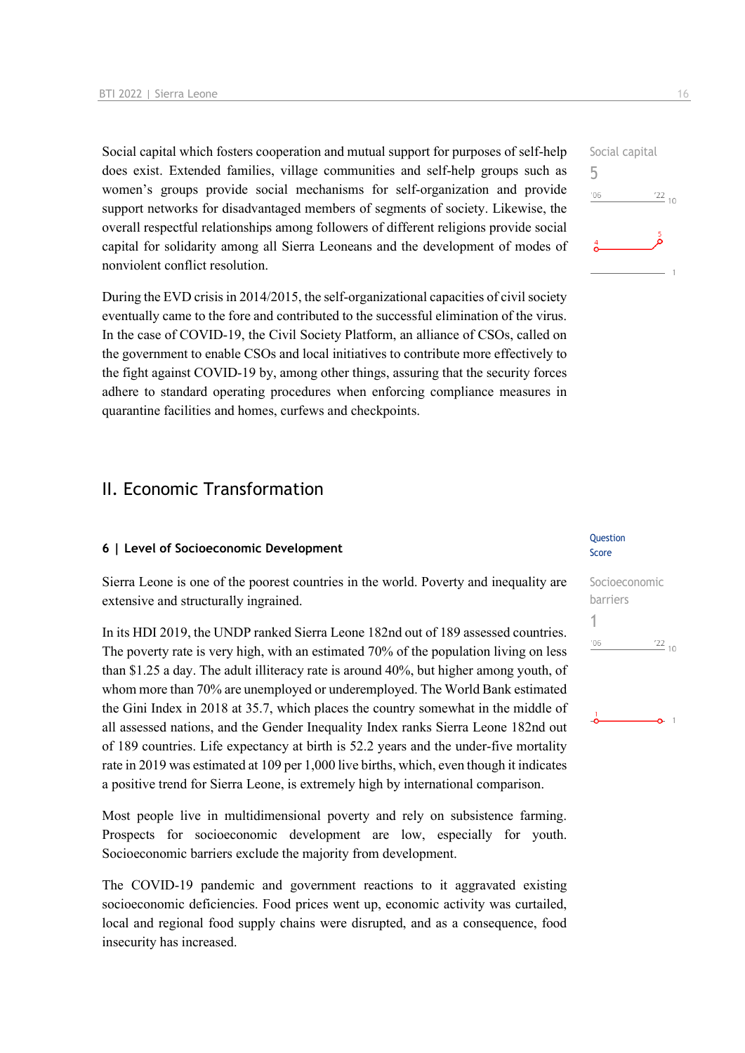Social capital which fosters cooperation and mutual support for purposes of self-help does exist. Extended families, village communities and self-help groups such as women's groups provide social mechanisms for self-organization and provide support networks for disadvantaged members of segments of society. Likewise, the overall respectful relationships among followers of different religions provide social capital for solidarity among all Sierra Leoneans and the development of modes of nonviolent conflict resolution.

Social capital
5
'06 '22 10
4
5
1

During the EVD crisis in 2014/2015, the self-organizational capacities of civil society eventually came to the fore and contributed to the successful elimination of the virus. In the case of COVID-19, the Civil Society Platform, an alliance of CSOs, called on the government to enable CSOs and local initiatives to contribute more effectively to the fight against COVID-19 by, among other things, assuring that the security forces adhere to standard operating procedures when enforcing compliance measures in quarantine facilities and homes, curfews and checkpoints.

## II. Economic Transformation

### 6 | Level of Socioeconomic Development

Question
Score

Sierra Leone is one of the poorest countries in the world. Poverty and inequality are extensive and structurally ingrained.

Socioeconomic barriers
1
'06 '22 10
1
1

In its HDI 2019, the UNDP ranked Sierra Leone 182nd out of 189 assessed countries. The poverty rate is very high, with an estimated 70% of the population living on less than $1.25 a day. The adult illiteracy rate is around 40%, but higher among youth, of whom more than 70% are unemployed or underemployed. The World Bank estimated the Gini Index in 2018 at 35.7, which places the country somewhat in the middle of all assessed nations, and the Gender Inequality Index ranks Sierra Leone 182nd out of 189 countries. Life expectancy at birth is 52.2 years and the under-five mortality rate in 2019 was estimated at 109 per 1,000 live births, which, even though it indicates a positive trend for Sierra Leone, is extremely high by international comparison.

Most people live in multidimensional poverty and rely on subsistence farming. Prospects for socioeconomic development are low, especially for youth. Socioeconomic barriers exclude the majority from development.

The COVID-19 pandemic and government reactions to it aggravated existing socioeconomic deficiencies. Food prices went up, economic activity was curtailed, local and regional food supply chains were disrupted, and as a consequence, food insecurity has increased.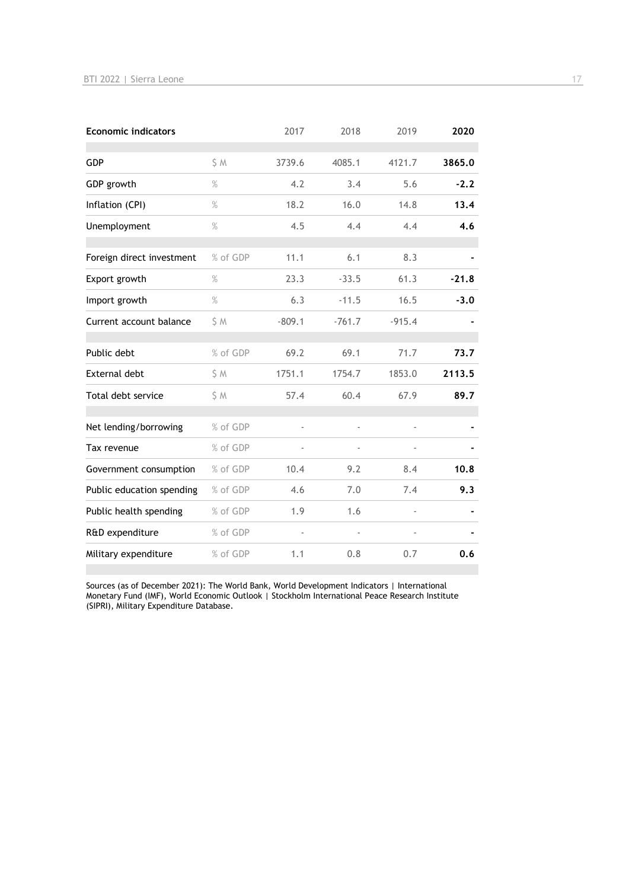| Economic indicators | | 2017 | 2018 | 2019 | 2020 |
|---|---|---|---|---|---|
| GDP | $ M | 3739.6 | 4085.1 | 4121.7 | **3865.0** |
| GDP growth | % | 4.2 | 3.4 | 5.6 | **-2.2** |
| Inflation (CPI) | % | 18.2 | 16.0 | 14.8 | **13.4** |
| Unemployment | % | 4.5 | 4.4 | 4.4 | **4.6** |
| Foreign direct investment | % of GDP | 11.1 | 6.1 | 8.3 | **-** |
| Export growth | % | 23.3 | -33.5 | 61.3 | **-21.8** |
| Import growth | % | 6.3 | -11.5 | 16.5 | **-3.0** |
| Current account balance | $ M | -809.1 | -761.7 | -915.4 | **-** |
| Public debt | % of GDP | 69.2 | 69.1 | 71.7 | **73.7** |
| External debt | $ M | 1751.1 | 1754.7 | 1853.0 | **2113.5** |
| Total debt service | $ M | 57.4 | 60.4 | 67.9 | **89.7** |
| Net lending/borrowing | % of GDP | - | - | - | **-** |
| Tax revenue | % of GDP | - | - | - | **-** |
| Government consumption | % of GDP | 10.4 | 9.2 | 8.4 | **10.8** |
| Public education spending | % of GDP | 4.6 | 7.0 | 7.4 | **9.3** |
| Public health spending | % of GDP | 1.9 | 1.6 | - | **-** |
| R&D expenditure | % of GDP | - | - | - | **-** |
| Military expenditure | % of GDP | 1.1 | 0.8 | 0.7 | **0.6** |

Sources (as of December 2021): The World Bank, World Development Indicators | International Monetary Fund (IMF), World Economic Outlook | Stockholm International Peace Research Institute (SIPRI), Military Expenditure Database.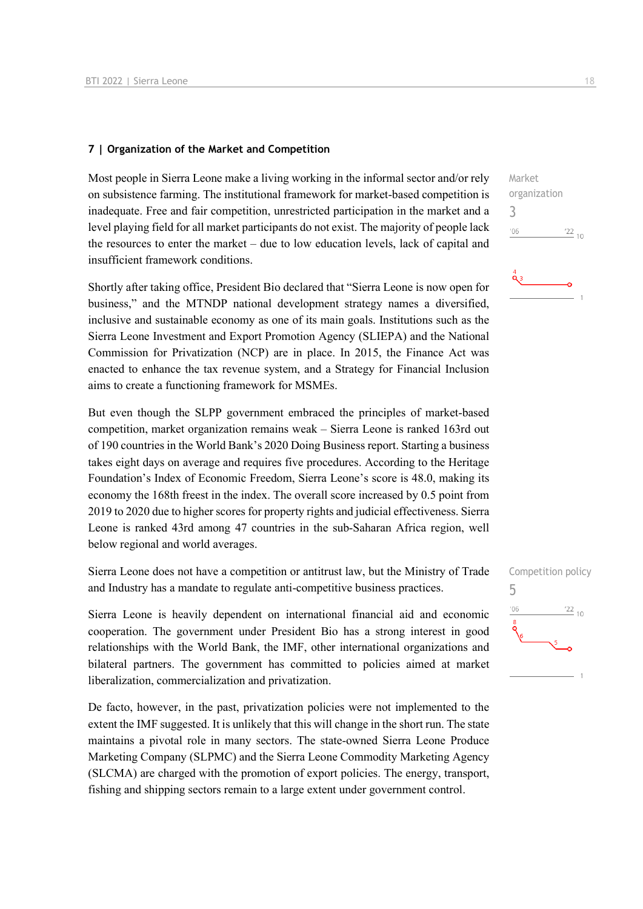## 7 | Organization of the Market and Competition

Market organization
3

'06 '22 10

4
3

1

Most people in Sierra Leone make a living working in the informal sector and/or rely on subsistence farming. The institutional framework for market-based competition is inadequate. Free and fair competition, unrestricted participation in the market and a level playing field for all market participants do not exist. The majority of people lack the resources to enter the market – due to low education levels, lack of capital and insufficient framework conditions.

Shortly after taking office, President Bio declared that "Sierra Leone is now open for business," and the MTNDP national development strategy names a diversified, inclusive and sustainable economy as one of its main goals. Institutions such as the Sierra Leone Investment and Export Promotion Agency (SLIEPA) and the National Commission for Privatization (NCP) are in place. In 2015, the Finance Act was enacted to enhance the tax revenue system, and a Strategy for Financial Inclusion aims to create a functioning framework for MSMEs.

But even though the SLPP government embraced the principles of market-based competition, market organization remains weak – Sierra Leone is ranked 163rd out of 190 countries in the World Bank's 2020 Doing Business report. Starting a business takes eight days on average and requires five procedures. According to the Heritage Foundation's Index of Economic Freedom, Sierra Leone's score is 48.0, making its economy the 168th freest in the index. The overall score increased by 0.5 point from 2019 to 2020 due to higher scores for property rights and judicial effectiveness. Sierra Leone is ranked 43rd among 47 countries in the sub-Saharan Africa region, well below regional and world averages.

Competition policy
5

'06 '22 10

8
6
5

1

Sierra Leone does not have a competition or antitrust law, but the Ministry of Trade and Industry has a mandate to regulate anti-competitive business practices.

Sierra Leone is heavily dependent on international financial aid and economic cooperation. The government under President Bio has a strong interest in good relationships with the World Bank, the IMF, other international organizations and bilateral partners. The government has committed to policies aimed at market liberalization, commercialization and privatization.

De facto, however, in the past, privatization policies were not implemented to the extent the IMF suggested. It is unlikely that this will change in the short run. The state maintains a pivotal role in many sectors. The state-owned Sierra Leone Produce Marketing Company (SLPMC) and the Sierra Leone Commodity Marketing Agency (SLCMA) are charged with the promotion of export policies. The energy, transport, fishing and shipping sectors remain to a large extent under government control.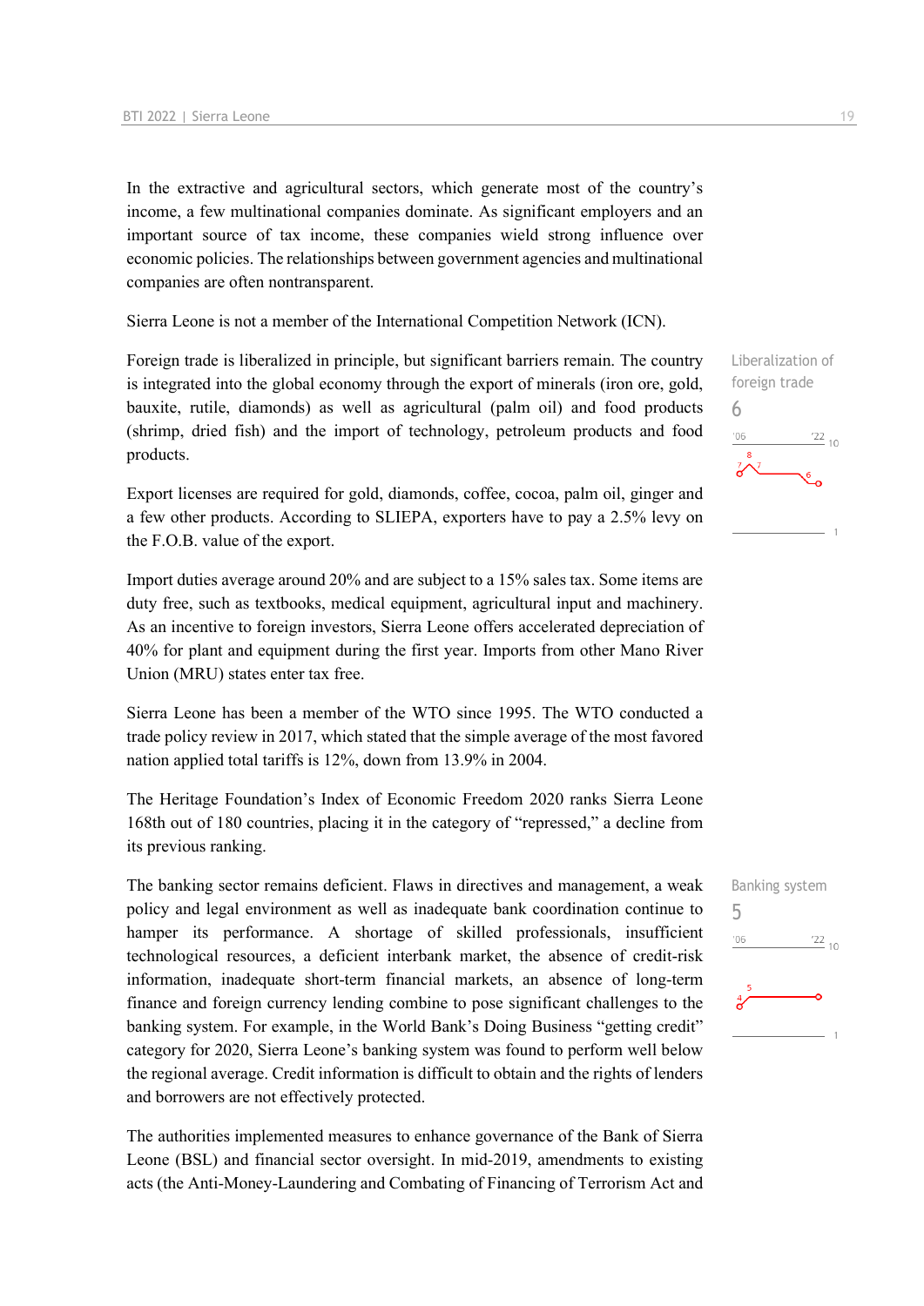In the extractive and agricultural sectors, which generate most of the country's income, a few multinational companies dominate. As significant employers and an important source of tax income, these companies wield strong influence over economic policies. The relationships between government agencies and multinational companies are often nontransparent.

Sierra Leone is not a member of the International Competition Network (ICN).

Liberalization of foreign trade

6

'06 '22 10

8 7 7 6

1

Foreign trade is liberalized in principle, but significant barriers remain. The country is integrated into the global economy through the export of minerals (iron ore, gold, bauxite, rutile, diamonds) as well as agricultural (palm oil) and food products (shrimp, dried fish) and the import of technology, petroleum products and food products.

Export licenses are required for gold, diamonds, coffee, cocoa, palm oil, ginger and a few other products. According to SLIEPA, exporters have to pay a 2.5% levy on the F.O.B. value of the export.

Import duties average around 20% and are subject to a 15% sales tax. Some items are duty free, such as textbooks, medical equipment, agricultural input and machinery. As an incentive to foreign investors, Sierra Leone offers accelerated depreciation of 40% for plant and equipment during the first year. Imports from other Mano River Union (MRU) states enter tax free.

Sierra Leone has been a member of the WTO since 1995. The WTO conducted a trade policy review in 2017, which stated that the simple average of the most favored nation applied total tariffs is 12%, down from 13.9% in 2004.

The Heritage Foundation's Index of Economic Freedom 2020 ranks Sierra Leone 168th out of 180 countries, placing it in the category of "repressed," a decline from its previous ranking.

Banking system

5

'06 '22 10

4 5

1

The banking sector remains deficient. Flaws in directives and management, a weak policy and legal environment as well as inadequate bank coordination continue to hamper its performance. A shortage of skilled professionals, insufficient technological resources, a deficient interbank market, the absence of credit-risk information, inadequate short-term financial markets, an absence of long-term finance and foreign currency lending combine to pose significant challenges to the banking system. For example, in the World Bank's Doing Business "getting credit" category for 2020, Sierra Leone's banking system was found to perform well below the regional average. Credit information is difficult to obtain and the rights of lenders and borrowers are not effectively protected.

The authorities implemented measures to enhance governance of the Bank of Sierra Leone (BSL) and financial sector oversight. In mid-2019, amendments to existing acts (the Anti-Money-Laundering and Combating of Financing of Terrorism Act and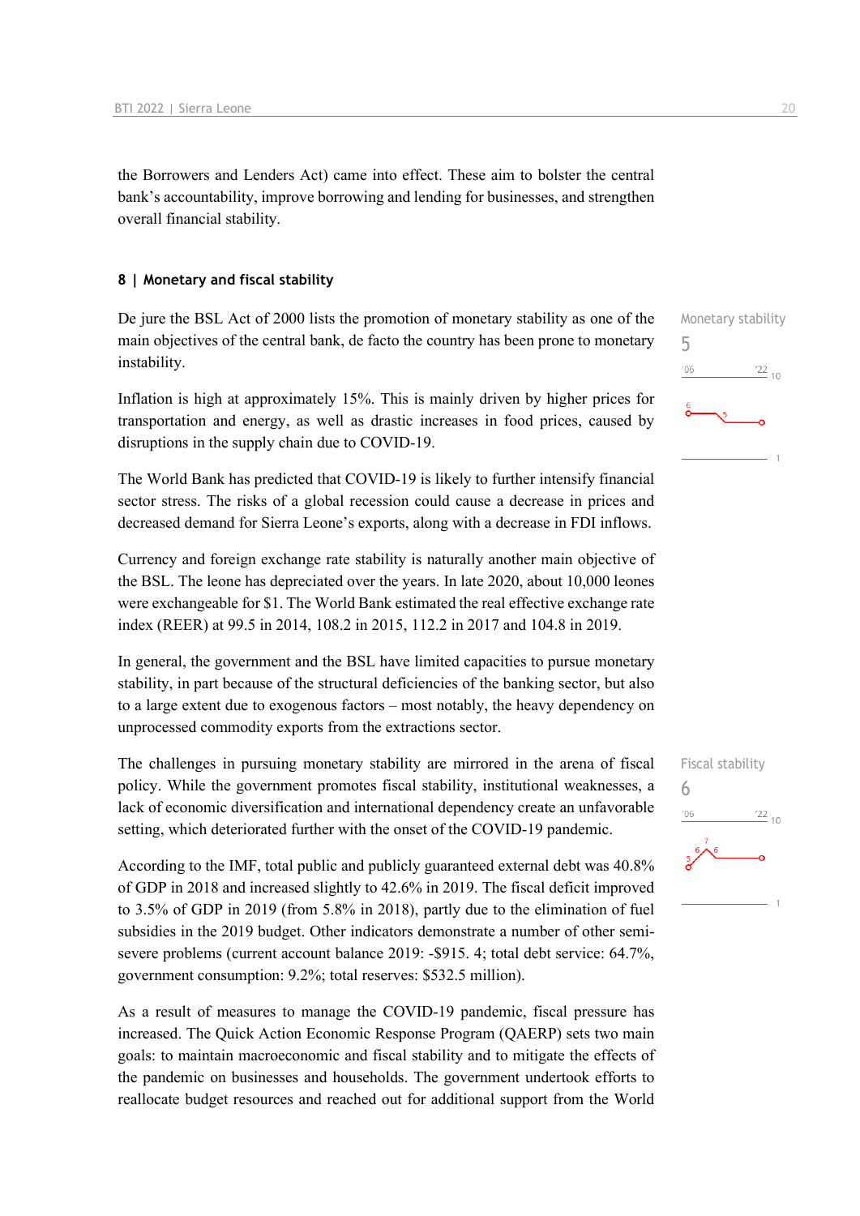the Borrowers and Lenders Act) came into effect. These aim to bolster the central bank's accountability, improve borrowing and lending for businesses, and strengthen overall financial stability.

## 8 | Monetary and fiscal stability

Monetary stability
5
'06
'22
10
6
5
1

De jure the BSL Act of 2000 lists the promotion of monetary stability as one of the main objectives of the central bank, de facto the country has been prone to monetary instability.

Inflation is high at approximately 15%. This is mainly driven by higher prices for transportation and energy, as well as drastic increases in food prices, caused by disruptions in the supply chain due to COVID-19.

The World Bank has predicted that COVID-19 is likely to further intensify financial sector stress. The risks of a global recession could cause a decrease in prices and decreased demand for Sierra Leone's exports, along with a decrease in FDI inflows.

Currency and foreign exchange rate stability is naturally another main objective of the BSL. The leone has depreciated over the years. In late 2020, about 10,000 leones were exchangeable for $1. The World Bank estimated the real effective exchange rate index (REER) at 99.5 in 2014, 108.2 in 2015, 112.2 in 2017 and 104.8 in 2019.

In general, the government and the BSL have limited capacities to pursue monetary stability, in part because of the structural deficiencies of the banking sector, but also to a large extent due to exogenous factors – most notably, the heavy dependency on unprocessed commodity exports from the extractions sector.

Fiscal stability
6
'06
'22
10
7
6
6
5
1

The challenges in pursuing monetary stability are mirrored in the arena of fiscal policy. While the government promotes fiscal stability, institutional weaknesses, a lack of economic diversification and international dependency create an unfavorable setting, which deteriorated further with the onset of the COVID-19 pandemic.

According to the IMF, total public and publicly guaranteed external debt was 40.8% of GDP in 2018 and increased slightly to 42.6% in 2019. The fiscal deficit improved to 3.5% of GDP in 2019 (from 5.8% in 2018), partly due to the elimination of fuel subsidies in the 2019 budget. Other indicators demonstrate a number of other semi-severe problems (current account balance 2019: -$915. 4; total debt service: 64.7%, government consumption: 9.2%; total reserves: $532.5 million).

As a result of measures to manage the COVID-19 pandemic, fiscal pressure has increased. The Quick Action Economic Response Program (QAERP) sets two main goals: to maintain macroeconomic and fiscal stability and to mitigate the effects of the pandemic on businesses and households. The government undertook efforts to reallocate budget resources and reached out for additional support from the World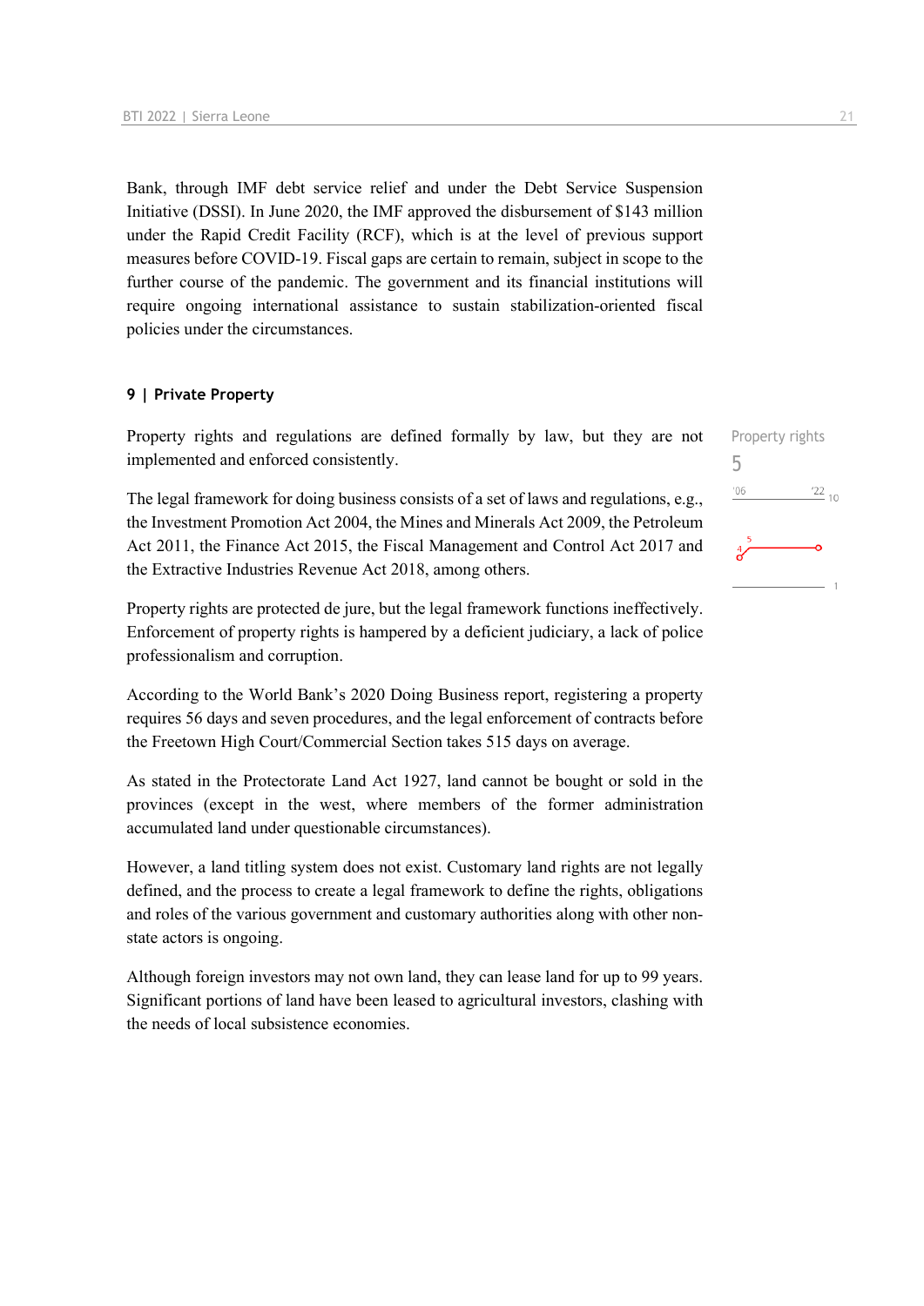Bank, through IMF debt service relief and under the Debt Service Suspension Initiative (DSSI). In June 2020, the IMF approved the disbursement of $143 million under the Rapid Credit Facility (RCF), which is at the level of previous support measures before COVID-19. Fiscal gaps are certain to remain, subject in scope to the further course of the pandemic. The government and its financial institutions will require ongoing international assistance to sustain stabilization-oriented fiscal policies under the circumstances.

### 9 | Private Property

Property rights
5
'06
'22
10
4
5
1

Property rights and regulations are defined formally by law, but they are not implemented and enforced consistently.

The legal framework for doing business consists of a set of laws and regulations, e.g., the Investment Promotion Act 2004, the Mines and Minerals Act 2009, the Petroleum Act 2011, the Finance Act 2015, the Fiscal Management and Control Act 2017 and the Extractive Industries Revenue Act 2018, among others.

Property rights are protected de jure, but the legal framework functions ineffectively. Enforcement of property rights is hampered by a deficient judiciary, a lack of police professionalism and corruption.

According to the World Bank's 2020 Doing Business report, registering a property requires 56 days and seven procedures, and the legal enforcement of contracts before the Freetown High Court/Commercial Section takes 515 days on average.

As stated in the Protectorate Land Act 1927, land cannot be bought or sold in the provinces (except in the west, where members of the former administration accumulated land under questionable circumstances).

However, a land titling system does not exist. Customary land rights are not legally defined, and the process to create a legal framework to define the rights, obligations and roles of the various government and customary authorities along with other non-state actors is ongoing.

Although foreign investors may not own land, they can lease land for up to 99 years. Significant portions of land have been leased to agricultural investors, clashing with the needs of local subsistence economies.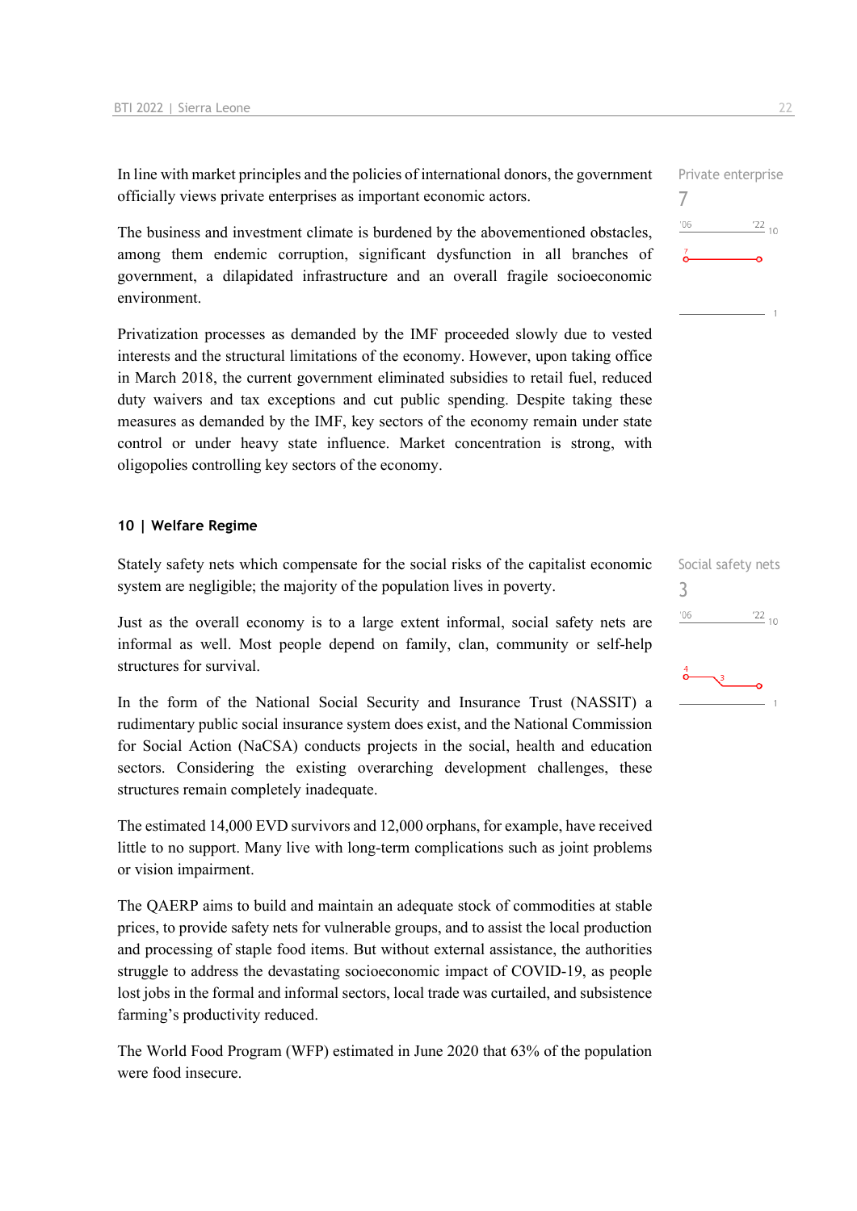In line with market principles and the policies of international donors, the government officially views private enterprises as important economic actors.

Private enterprise
7
'06
'22
10
7
1

The business and investment climate is burdened by the abovementioned obstacles, among them endemic corruption, significant dysfunction in all branches of government, a dilapidated infrastructure and an overall fragile socioeconomic environment.

Privatization processes as demanded by the IMF proceeded slowly due to vested interests and the structural limitations of the economy. However, upon taking office in March 2018, the current government eliminated subsidies to retail fuel, reduced duty waivers and tax exceptions and cut public spending. Despite taking these measures as demanded by the IMF, key sectors of the economy remain under state control or under heavy state influence. Market concentration is strong, with oligopolies controlling key sectors of the economy.

### 10 | Welfare Regime

Stately safety nets which compensate for the social risks of the capitalist economic system are negligible; the majority of the population lives in poverty.

Social safety nets
3
'06
'22
10
4
3
1

Just as the overall economy is to a large extent informal, social safety nets are informal as well. Most people depend on family, clan, community or self-help structures for survival.

In the form of the National Social Security and Insurance Trust (NASSIT) a rudimentary public social insurance system does exist, and the National Commission for Social Action (NaCSA) conducts projects in the social, health and education sectors. Considering the existing overarching development challenges, these structures remain completely inadequate.

The estimated 14,000 EVD survivors and 12,000 orphans, for example, have received little to no support. Many live with long-term complications such as joint problems or vision impairment.

The QAERP aims to build and maintain an adequate stock of commodities at stable prices, to provide safety nets for vulnerable groups, and to assist the local production and processing of staple food items. But without external assistance, the authorities struggle to address the devastating socioeconomic impact of COVID-19, as people lost jobs in the formal and informal sectors, local trade was curtailed, and subsistence farming's productivity reduced.

The World Food Program (WFP) estimated in June 2020 that 63% of the population were food insecure.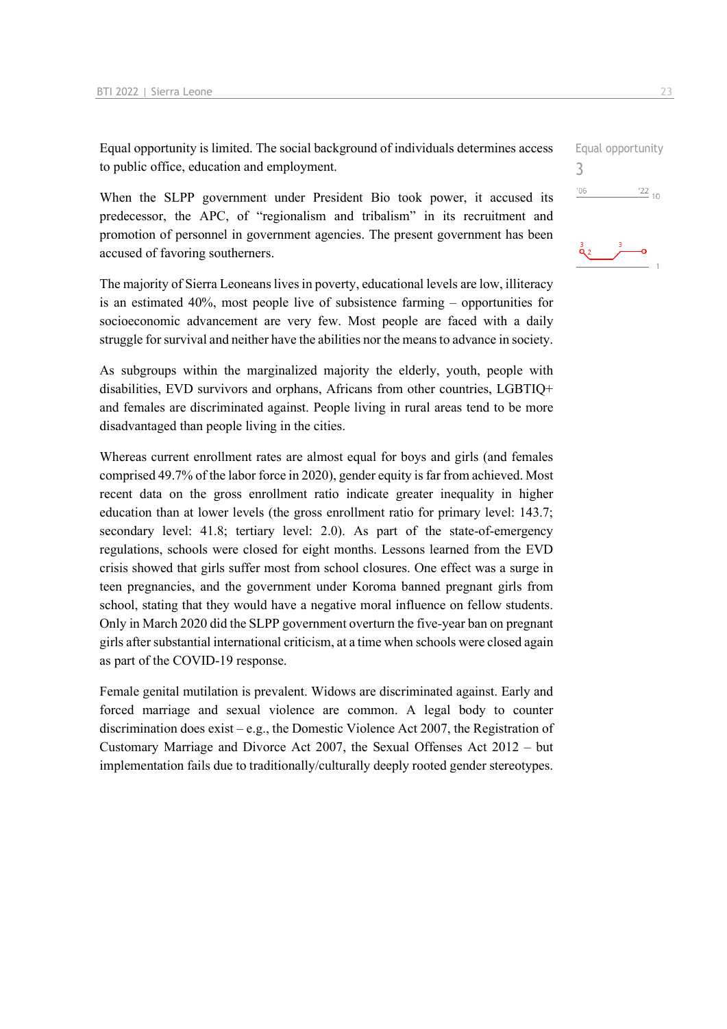Equal opportunity is limited. The social background of individuals determines access to public office, education and employment.

Equal opportunity
3
'06 '22 10
3 2 3
1

When the SLPP government under President Bio took power, it accused its predecessor, the APC, of "regionalism and tribalism" in its recruitment and promotion of personnel in government agencies. The present government has been accused of favoring southerners.

The majority of Sierra Leoneans lives in poverty, educational levels are low, illiteracy is an estimated 40%, most people live of subsistence farming – opportunities for socioeconomic advancement are very few. Most people are faced with a daily struggle for survival and neither have the abilities nor the means to advance in society.

As subgroups within the marginalized majority the elderly, youth, people with disabilities, EVD survivors and orphans, Africans from other countries, LGBTIQ+ and females are discriminated against. People living in rural areas tend to be more disadvantaged than people living in the cities.

Whereas current enrollment rates are almost equal for boys and girls (and females comprised 49.7% of the labor force in 2020), gender equity is far from achieved. Most recent data on the gross enrollment ratio indicate greater inequality in higher education than at lower levels (the gross enrollment ratio for primary level: 143.7; secondary level: 41.8; tertiary level: 2.0). As part of the state-of-emergency regulations, schools were closed for eight months. Lessons learned from the EVD crisis showed that girls suffer most from school closures. One effect was a surge in teen pregnancies, and the government under Koroma banned pregnant girls from school, stating that they would have a negative moral influence on fellow students. Only in March 2020 did the SLPP government overturn the five-year ban on pregnant girls after substantial international criticism, at a time when schools were closed again as part of the COVID-19 response.

Female genital mutilation is prevalent. Widows are discriminated against. Early and forced marriage and sexual violence are common. A legal body to counter discrimination does exist – e.g., the Domestic Violence Act 2007, the Registration of Customary Marriage and Divorce Act 2007, the Sexual Offenses Act 2012 – but implementation fails due to traditionally/culturally deeply rooted gender stereotypes.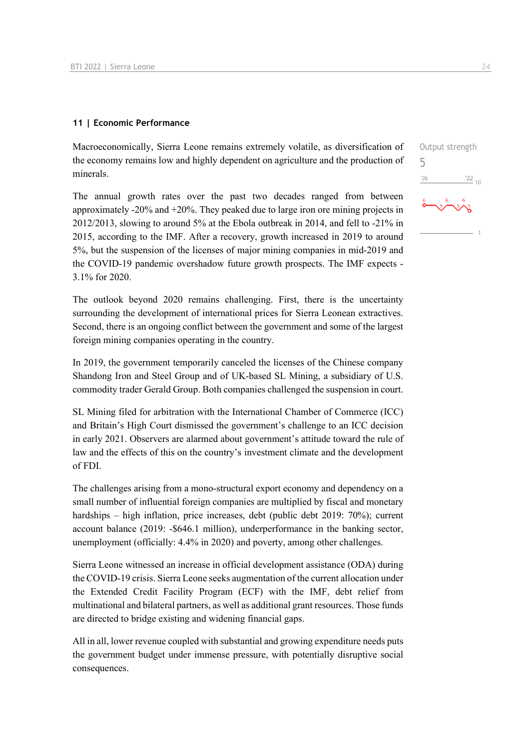### 11 | Economic Performance

Output strength
5

'06 '22 10

6 5 6 5 6 5

1

Macroeconomically, Sierra Leone remains extremely volatile, as diversification of the economy remains low and highly dependent on agriculture and the production of minerals.

The annual growth rates over the past two decades ranged from between approximately -20% and +20%. They peaked due to large iron ore mining projects in 2012/2013, slowing to around 5% at the Ebola outbreak in 2014, and fell to -21% in 2015, according to the IMF. After a recovery, growth increased in 2019 to around 5%, but the suspension of the licenses of major mining companies in mid-2019 and the COVID-19 pandemic overshadow future growth prospects. The IMF expects -3.1% for 2020.

The outlook beyond 2020 remains challenging. First, there is the uncertainty surrounding the development of international prices for Sierra Leonean extractives. Second, there is an ongoing conflict between the government and some of the largest foreign mining companies operating in the country.

In 2019, the government temporarily canceled the licenses of the Chinese company Shandong Iron and Steel Group and of UK-based SL Mining, a subsidiary of U.S. commodity trader Gerald Group. Both companies challenged the suspension in court.

SL Mining filed for arbitration with the International Chamber of Commerce (ICC) and Britain's High Court dismissed the government's challenge to an ICC decision in early 2021. Observers are alarmed about government's attitude toward the rule of law and the effects of this on the country's investment climate and the development of FDI.

The challenges arising from a mono-structural export economy and dependency on a small number of influential foreign companies are multiplied by fiscal and monetary hardships – high inflation, price increases, debt (public debt 2019: 70%); current account balance (2019: -$646.1 million), underperformance in the banking sector, unemployment (officially: 4.4% in 2020) and poverty, among other challenges.

Sierra Leone witnessed an increase in official development assistance (ODA) during the COVID-19 crisis. Sierra Leone seeks augmentation of the current allocation under the Extended Credit Facility Program (ECF) with the IMF, debt relief from multinational and bilateral partners, as well as additional grant resources. Those funds are directed to bridge existing and widening financial gaps.

All in all, lower revenue coupled with substantial and growing expenditure needs puts the government budget under immense pressure, with potentially disruptive social consequences.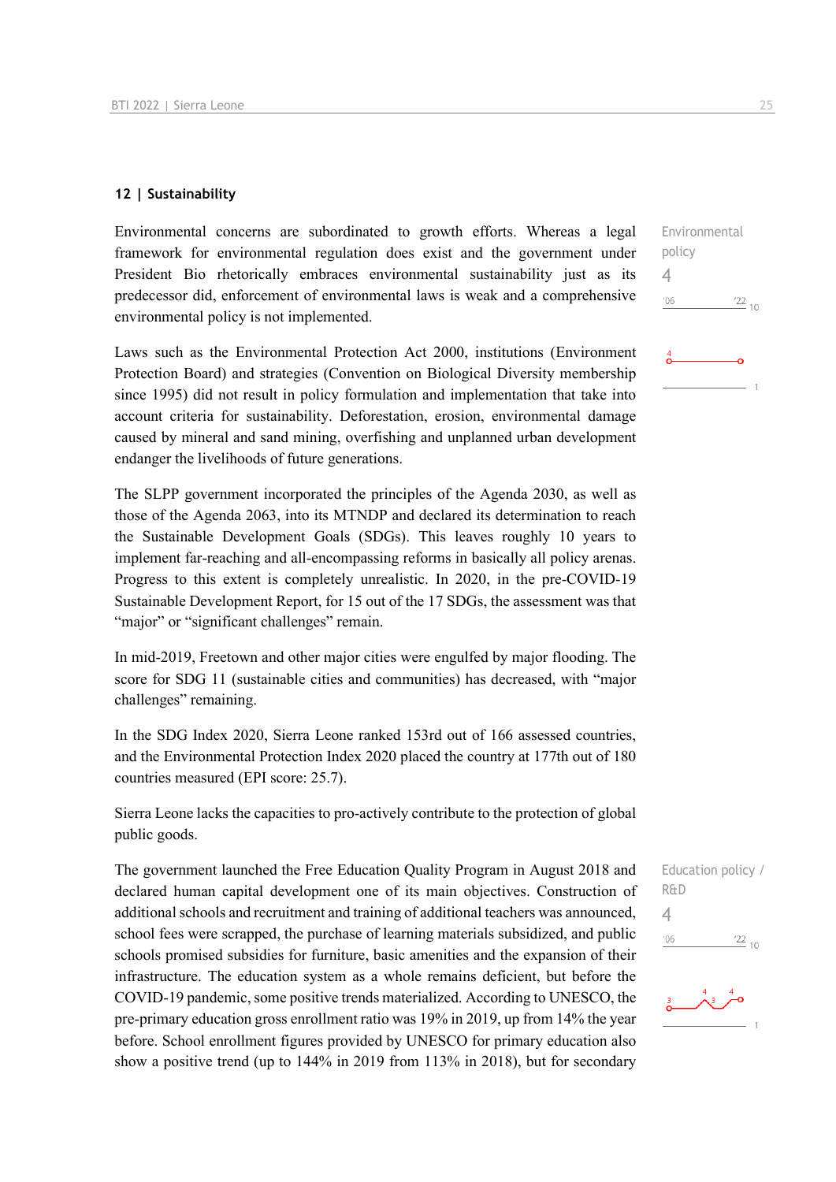## 12 | Sustainability

Environmental concerns are subordinated to growth efforts. Whereas a legal framework for environmental regulation does exist and the government under President Bio rhetorically embraces environmental sustainability just as its predecessor did, enforcement of environmental laws is weak and a comprehensive environmental policy is not implemented.

Environmental policy
4

Laws such as the Environmental Protection Act 2000, institutions (Environment Protection Board) and strategies (Convention on Biological Diversity membership since 1995) did not result in policy formulation and implementation that take into account criteria for sustainability. Deforestation, erosion, environmental damage caused by mineral and sand mining, overfishing and unplanned urban development endanger the livelihoods of future generations.

The SLPP government incorporated the principles of the Agenda 2030, as well as those of the Agenda 2063, into its MTNDP and declared its determination to reach the Sustainable Development Goals (SDGs). This leaves roughly 10 years to implement far-reaching and all-encompassing reforms in basically all policy arenas. Progress to this extent is completely unrealistic. In 2020, in the pre-COVID-19 Sustainable Development Report, for 15 out of the 17 SDGs, the assessment was that "major" or "significant challenges" remain.

In mid-2019, Freetown and other major cities were engulfed by major flooding. The score for SDG 11 (sustainable cities and communities) has decreased, with "major challenges" remaining.

In the SDG Index 2020, Sierra Leone ranked 153rd out of 166 assessed countries, and the Environmental Protection Index 2020 placed the country at 177th out of 180 countries measured (EPI score: 25.7).

Sierra Leone lacks the capacities to pro-actively contribute to the protection of global public goods.

The government launched the Free Education Quality Program in August 2018 and declared human capital development one of its main objectives. Construction of additional schools and recruitment and training of additional teachers was announced, school fees were scrapped, the purchase of learning materials subsidized, and public schools promised subsidies for furniture, basic amenities and the expansion of their infrastructure. The education system as a whole remains deficient, but before the COVID-19 pandemic, some positive trends materialized. According to UNESCO, the pre-primary education gross enrollment ratio was 19% in 2019, up from 14% the year before. School enrollment figures provided by UNESCO for primary education also show a positive trend (up to 144% in 2019 from 113% in 2018), but for secondary

Education policy / R&D
4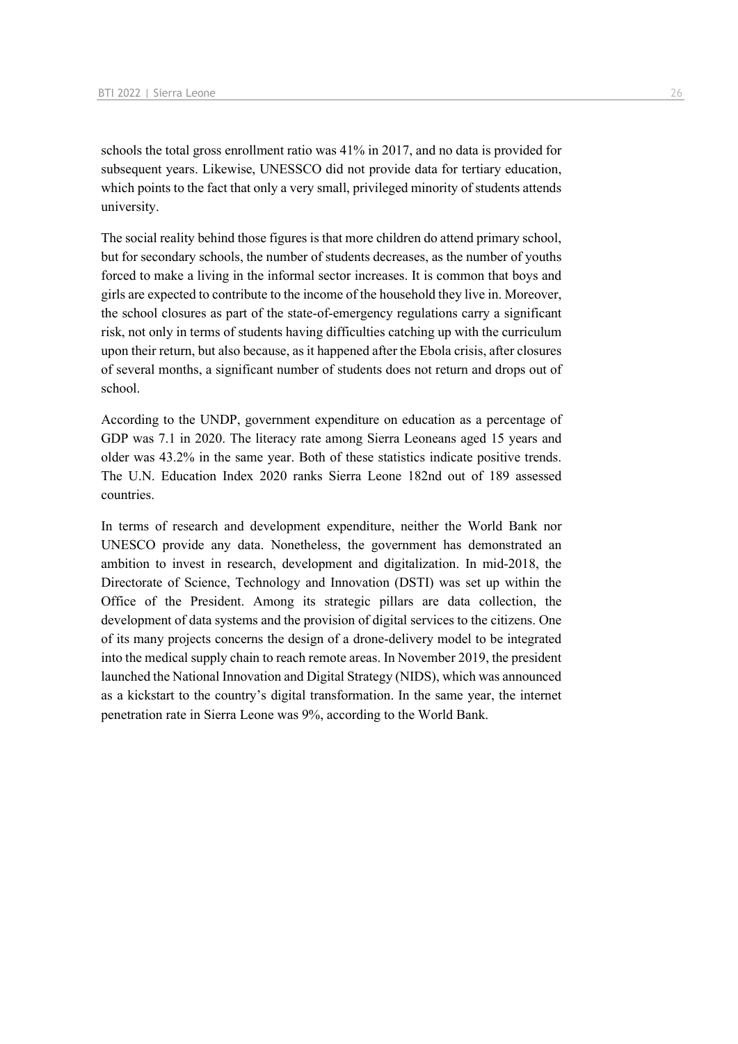schools the total gross enrollment ratio was 41% in 2017, and no data is provided for subsequent years. Likewise, UNESSCO did not provide data for tertiary education, which points to the fact that only a very small, privileged minority of students attends university.

The social reality behind those figures is that more children do attend primary school, but for secondary schools, the number of students decreases, as the number of youths forced to make a living in the informal sector increases. It is common that boys and girls are expected to contribute to the income of the household they live in. Moreover, the school closures as part of the state-of-emergency regulations carry a significant risk, not only in terms of students having difficulties catching up with the curriculum upon their return, but also because, as it happened after the Ebola crisis, after closures of several months, a significant number of students does not return and drops out of school.

According to the UNDP, government expenditure on education as a percentage of GDP was 7.1 in 2020. The literacy rate among Sierra Leoneans aged 15 years and older was 43.2% in the same year. Both of these statistics indicate positive trends. The U.N. Education Index 2020 ranks Sierra Leone 182nd out of 189 assessed countries.

In terms of research and development expenditure, neither the World Bank nor UNESCO provide any data. Nonetheless, the government has demonstrated an ambition to invest in research, development and digitalization. In mid-2018, the Directorate of Science, Technology and Innovation (DSTI) was set up within the Office of the President. Among its strategic pillars are data collection, the development of data systems and the provision of digital services to the citizens. One of its many projects concerns the design of a drone-delivery model to be integrated into the medical supply chain to reach remote areas. In November 2019, the president launched the National Innovation and Digital Strategy (NIDS), which was announced as a kickstart to the country's digital transformation. In the same year, the internet penetration rate in Sierra Leone was 9%, according to the World Bank.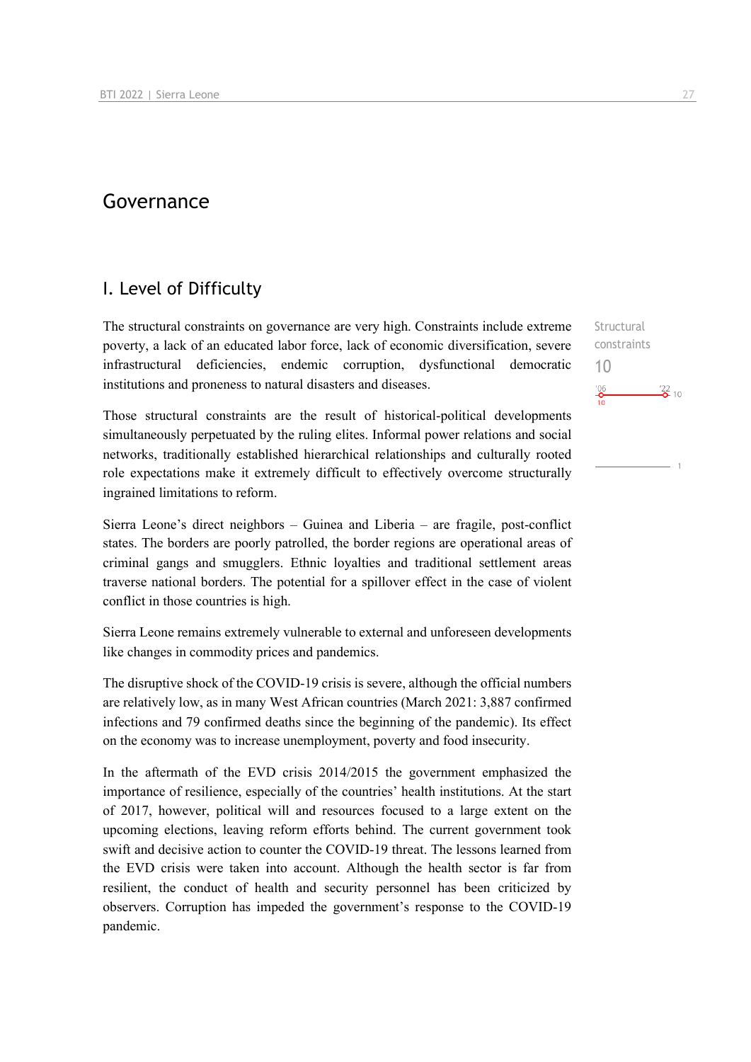# Governance

## I. Level of Difficulty

The structural constraints on governance are very high. Constraints include extreme poverty, a lack of an educated labor force, lack of economic diversification, severe infrastructural deficiencies, endemic corruption, dysfunctional democratic institutions and proneness to natural disasters and diseases.

Structural constraints
10

'06
10
'22
10
1

Those structural constraints are the result of historical-political developments simultaneously perpetuated by the ruling elites. Informal power relations and social networks, traditionally established hierarchical relationships and culturally rooted role expectations make it extremely difficult to effectively overcome structurally ingrained limitations to reform.

Sierra Leone's direct neighbors – Guinea and Liberia – are fragile, post-conflict states. The borders are poorly patrolled, the border regions are operational areas of criminal gangs and smugglers. Ethnic loyalties and traditional settlement areas traverse national borders. The potential for a spillover effect in the case of violent conflict in those countries is high.

Sierra Leone remains extremely vulnerable to external and unforeseen developments like changes in commodity prices and pandemics.

The disruptive shock of the COVID-19 crisis is severe, although the official numbers are relatively low, as in many West African countries (March 2021: 3,887 confirmed infections and 79 confirmed deaths since the beginning of the pandemic). Its effect on the economy was to increase unemployment, poverty and food insecurity.

In the aftermath of the EVD crisis 2014/2015 the government emphasized the importance of resilience, especially of the countries' health institutions. At the start of 2017, however, political will and resources focused to a large extent on the upcoming elections, leaving reform efforts behind. The current government took swift and decisive action to counter the COVID-19 threat. The lessons learned from the EVD crisis were taken into account. Although the health sector is far from resilient, the conduct of health and security personnel has been criticized by observers. Corruption has impeded the government's response to the COVID-19 pandemic.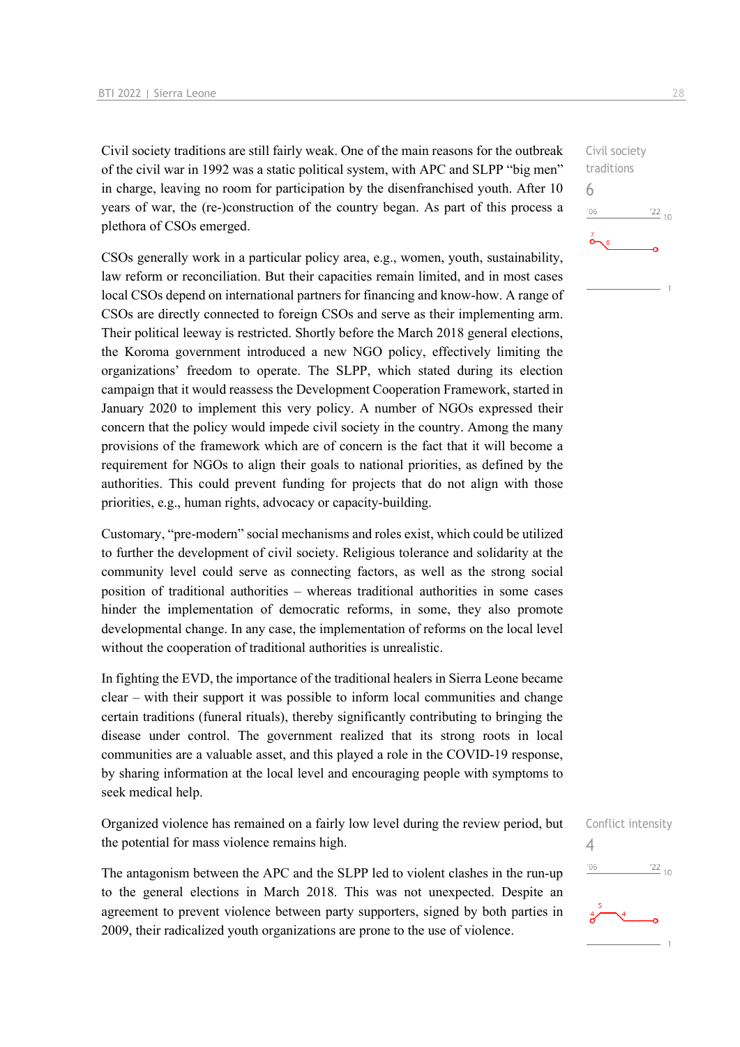Civil society traditions are still fairly weak. One of the main reasons for the outbreak of the civil war in 1992 was a static political system, with APC and SLPP "big men" in charge, leaving no room for participation by the disenfranchised youth. After 10 years of war, the (re-)construction of the country began. As part of this process a plethora of CSOs emerged.

Civil society traditions
6

'06 '22 10
7
6
1

CSOs generally work in a particular policy area, e.g., women, youth, sustainability, law reform or reconciliation. But their capacities remain limited, and in most cases local CSOs depend on international partners for financing and know-how. A range of CSOs are directly connected to foreign CSOs and serve as their implementing arm. Their political leeway is restricted. Shortly before the March 2018 general elections, the Koroma government introduced a new NGO policy, effectively limiting the organizations' freedom to operate. The SLPP, which stated during its election campaign that it would reassess the Development Cooperation Framework, started in January 2020 to implement this very policy. A number of NGOs expressed their concern that the policy would impede civil society in the country. Among the many provisions of the framework which are of concern is the fact that it will become a requirement for NGOs to align their goals to national priorities, as defined by the authorities. This could prevent funding for projects that do not align with those priorities, e.g., human rights, advocacy or capacity-building.

Customary, "pre-modern" social mechanisms and roles exist, which could be utilized to further the development of civil society. Religious tolerance and solidarity at the community level could serve as connecting factors, as well as the strong social position of traditional authorities – whereas traditional authorities in some cases hinder the implementation of democratic reforms, in some, they also promote developmental change. In any case, the implementation of reforms on the local level without the cooperation of traditional authorities is unrealistic.

In fighting the EVD, the importance of the traditional healers in Sierra Leone became clear – with their support it was possible to inform local communities and change certain traditions (funeral rituals), thereby significantly contributing to bringing the disease under control. The government realized that its strong roots in local communities are a valuable asset, and this played a role in the COVID-19 response, by sharing information at the local level and encouraging people with symptoms to seek medical help.

Organized violence has remained on a fairly low level during the review period, but the potential for mass violence remains high.

Conflict intensity
4

'06 '22 10
5
4
4
1

The antagonism between the APC and the SLPP led to violent clashes in the run-up to the general elections in March 2018. This was not unexpected. Despite an agreement to prevent violence between party supporters, signed by both parties in 2009, their radicalized youth organizations are prone to the use of violence.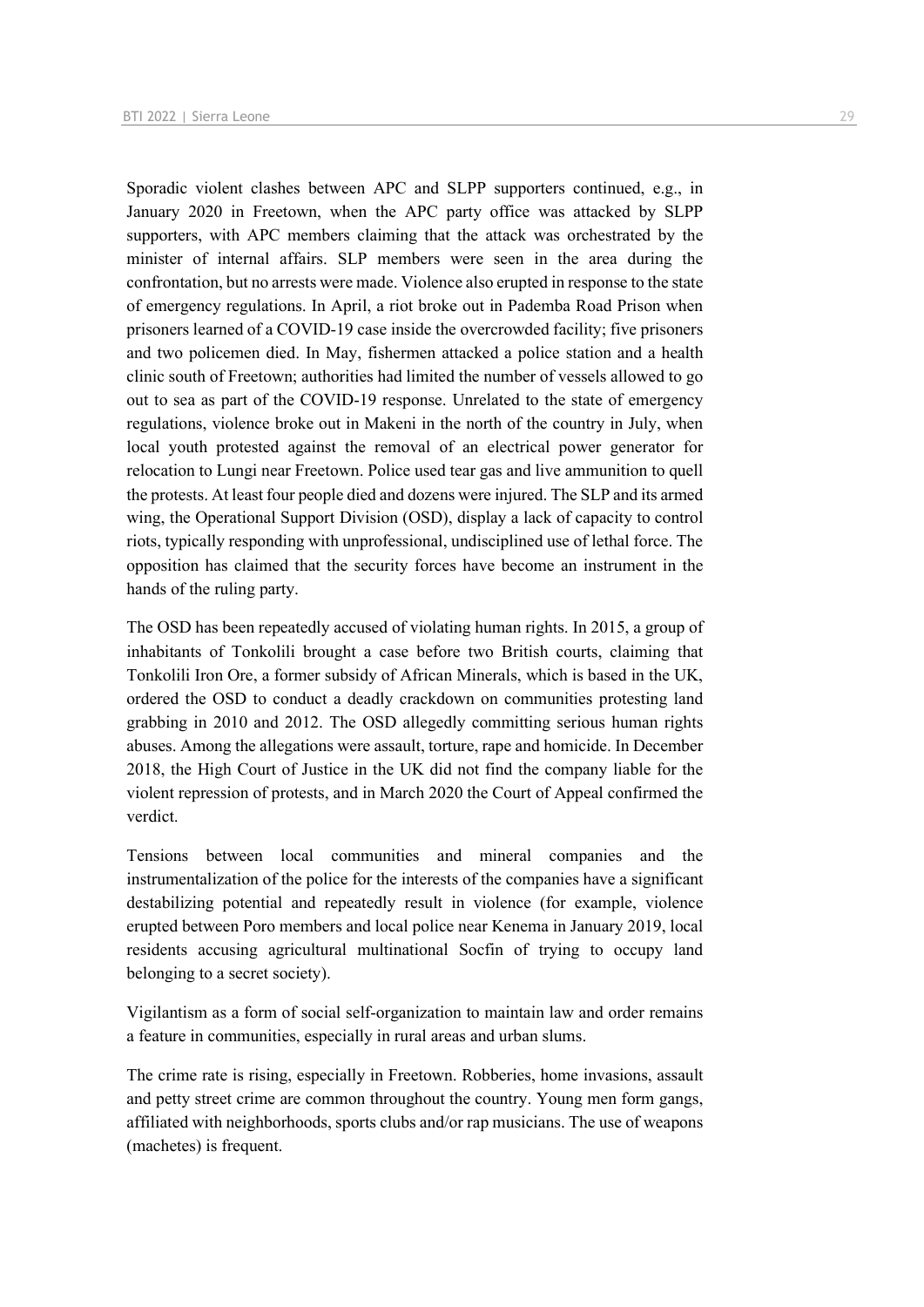Sporadic violent clashes between APC and SLPP supporters continued, e.g., in January 2020 in Freetown, when the APC party office was attacked by SLPP supporters, with APC members claiming that the attack was orchestrated by the minister of internal affairs. SLP members were seen in the area during the confrontation, but no arrests were made. Violence also erupted in response to the state of emergency regulations. In April, a riot broke out in Pademba Road Prison when prisoners learned of a COVID-19 case inside the overcrowded facility; five prisoners and two policemen died. In May, fishermen attacked a police station and a health clinic south of Freetown; authorities had limited the number of vessels allowed to go out to sea as part of the COVID-19 response. Unrelated to the state of emergency regulations, violence broke out in Makeni in the north of the country in July, when local youth protested against the removal of an electrical power generator for relocation to Lungi near Freetown. Police used tear gas and live ammunition to quell the protests. At least four people died and dozens were injured. The SLP and its armed wing, the Operational Support Division (OSD), display a lack of capacity to control riots, typically responding with unprofessional, undisciplined use of lethal force. The opposition has claimed that the security forces have become an instrument in the hands of the ruling party.

The OSD has been repeatedly accused of violating human rights. In 2015, a group of inhabitants of Tonkolili brought a case before two British courts, claiming that Tonkolili Iron Ore, a former subsidy of African Minerals, which is based in the UK, ordered the OSD to conduct a deadly crackdown on communities protesting land grabbing in 2010 and 2012. The OSD allegedly committing serious human rights abuses. Among the allegations were assault, torture, rape and homicide. In December 2018, the High Court of Justice in the UK did not find the company liable for the violent repression of protests, and in March 2020 the Court of Appeal confirmed the verdict.

Tensions between local communities and mineral companies and the instrumentalization of the police for the interests of the companies have a significant destabilizing potential and repeatedly result in violence (for example, violence erupted between Poro members and local police near Kenema in January 2019, local residents accusing agricultural multinational Socfin of trying to occupy land belonging to a secret society).

Vigilantism as a form of social self-organization to maintain law and order remains a feature in communities, especially in rural areas and urban slums.

The crime rate is rising, especially in Freetown. Robberies, home invasions, assault and petty street crime are common throughout the country. Young men form gangs, affiliated with neighborhoods, sports clubs and/or rap musicians. The use of weapons (machetes) is frequent.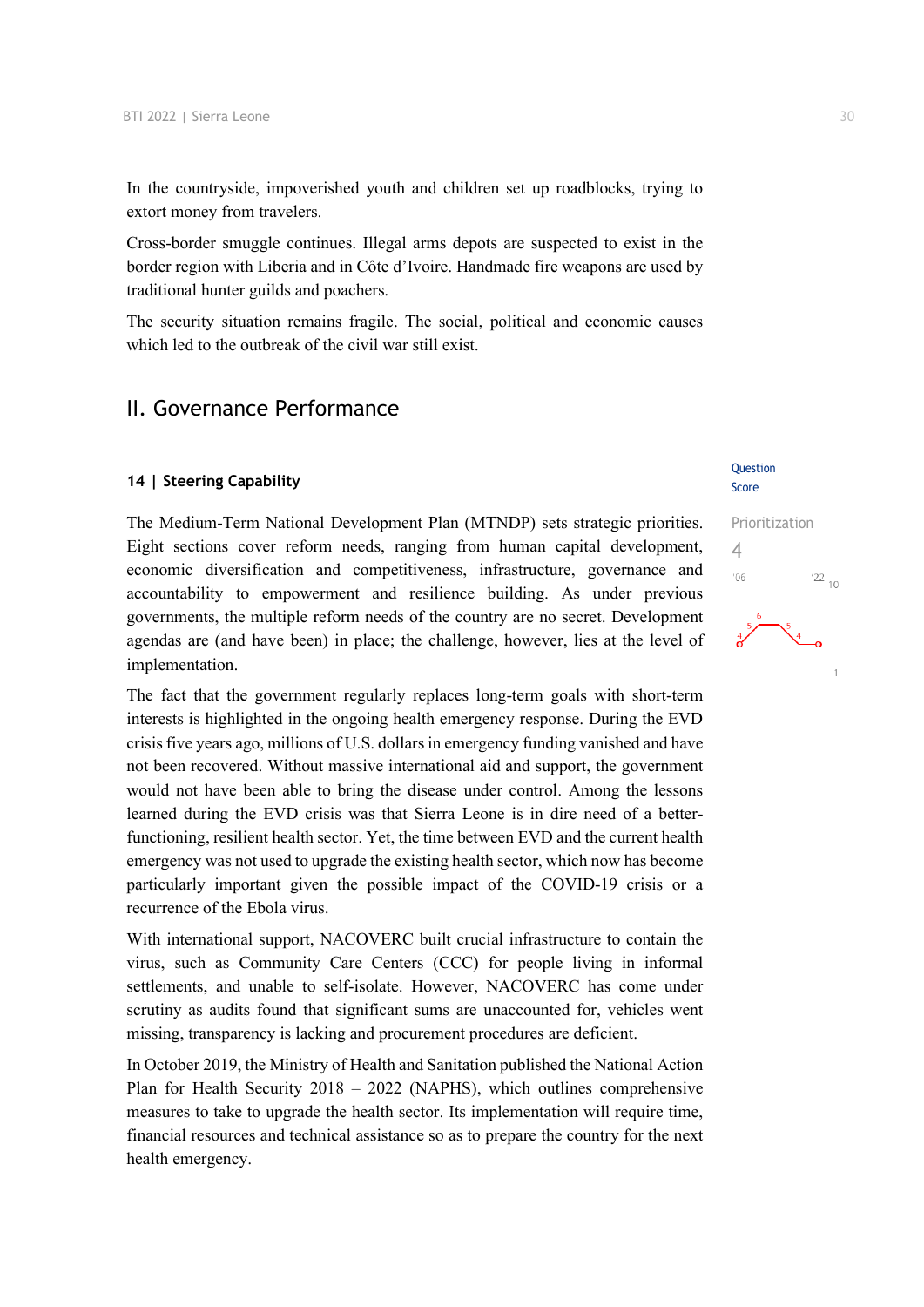In the countryside, impoverished youth and children set up roadblocks, trying to extort money from travelers.

Cross-border smuggle continues. Illegal arms depots are suspected to exist in the border region with Liberia and in Côte d'Ivoire. Handmade fire weapons are used by traditional hunter guilds and poachers.

The security situation remains fragile. The social, political and economic causes which led to the outbreak of the civil war still exist.

## II. Governance Performance

### 14 | Steering Capability

Question Score

Prioritization
4

'06
'22
10
4
5
6
5
4
1

The Medium-Term National Development Plan (MTNDP) sets strategic priorities. Eight sections cover reform needs, ranging from human capital development, economic diversification and competitiveness, infrastructure, governance and accountability to empowerment and resilience building. As under previous governments, the multiple reform needs of the country are no secret. Development agendas are (and have been) in place; the challenge, however, lies at the level of implementation.

The fact that the government regularly replaces long-term goals with short-term interests is highlighted in the ongoing health emergency response. During the EVD crisis five years ago, millions of U.S. dollars in emergency funding vanished and have not been recovered. Without massive international aid and support, the government would not have been able to bring the disease under control. Among the lessons learned during the EVD crisis was that Sierra Leone is in dire need of a better-functioning, resilient health sector. Yet, the time between EVD and the current health emergency was not used to upgrade the existing health sector, which now has become particularly important given the possible impact of the COVID-19 crisis or a recurrence of the Ebola virus.

With international support, NACOVERC built crucial infrastructure to contain the virus, such as Community Care Centers (CCC) for people living in informal settlements, and unable to self-isolate. However, NACOVERC has come under scrutiny as audits found that significant sums are unaccounted for, vehicles went missing, transparency is lacking and procurement procedures are deficient.

In October 2019, the Ministry of Health and Sanitation published the National Action Plan for Health Security 2018 – 2022 (NAPHS), which outlines comprehensive measures to take to upgrade the health sector. Its implementation will require time, financial resources and technical assistance so as to prepare the country for the next health emergency.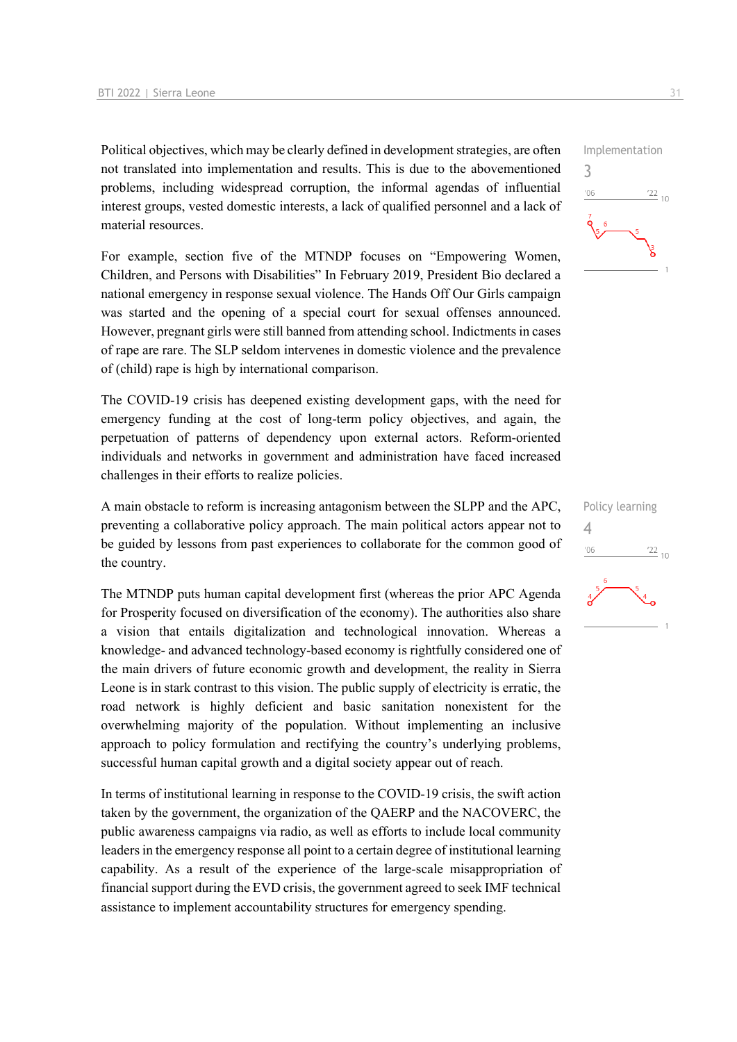Political objectives, which may be clearly defined in development strategies, are often not translated into implementation and results. This is due to the abovementioned problems, including widespread corruption, the informal agendas of influential interest groups, vested domestic interests, a lack of qualified personnel and a lack of material resources.

Implementation

3

'06 '22 10

7 5 6 5 3

1

For example, section five of the MTNDP focuses on "Empowering Women, Children, and Persons with Disabilities" In February 2019, President Bio declared a national emergency in response sexual violence. The Hands Off Our Girls campaign was started and the opening of a special court for sexual offenses announced. However, pregnant girls were still banned from attending school. Indictments in cases of rape are rare. The SLP seldom intervenes in domestic violence and the prevalence of (child) rape is high by international comparison.

The COVID-19 crisis has deepened existing development gaps, with the need for emergency funding at the cost of long-term policy objectives, and again, the perpetuation of patterns of dependency upon external actors. Reform-oriented individuals and networks in government and administration have faced increased challenges in their efforts to realize policies.

A main obstacle to reform is increasing antagonism between the SLPP and the APC, preventing a collaborative policy approach. The main political actors appear not to be guided by lessons from past experiences to collaborate for the common good of the country.

Policy learning

4

'06 '22 10

4 5 6 5 4

1

The MTNDP puts human capital development first (whereas the prior APC Agenda for Prosperity focused on diversification of the economy). The authorities also share a vision that entails digitalization and technological innovation. Whereas a knowledge- and advanced technology-based economy is rightfully considered one of the main drivers of future economic growth and development, the reality in Sierra Leone is in stark contrast to this vision. The public supply of electricity is erratic, the road network is highly deficient and basic sanitation nonexistent for the overwhelming majority of the population. Without implementing an inclusive approach to policy formulation and rectifying the country's underlying problems, successful human capital growth and a digital society appear out of reach.

In terms of institutional learning in response to the COVID-19 crisis, the swift action taken by the government, the organization of the QAERP and the NACOVERC, the public awareness campaigns via radio, as well as efforts to include local community leaders in the emergency response all point to a certain degree of institutional learning capability. As a result of the experience of the large-scale misappropriation of financial support during the EVD crisis, the government agreed to seek IMF technical assistance to implement accountability structures for emergency spending.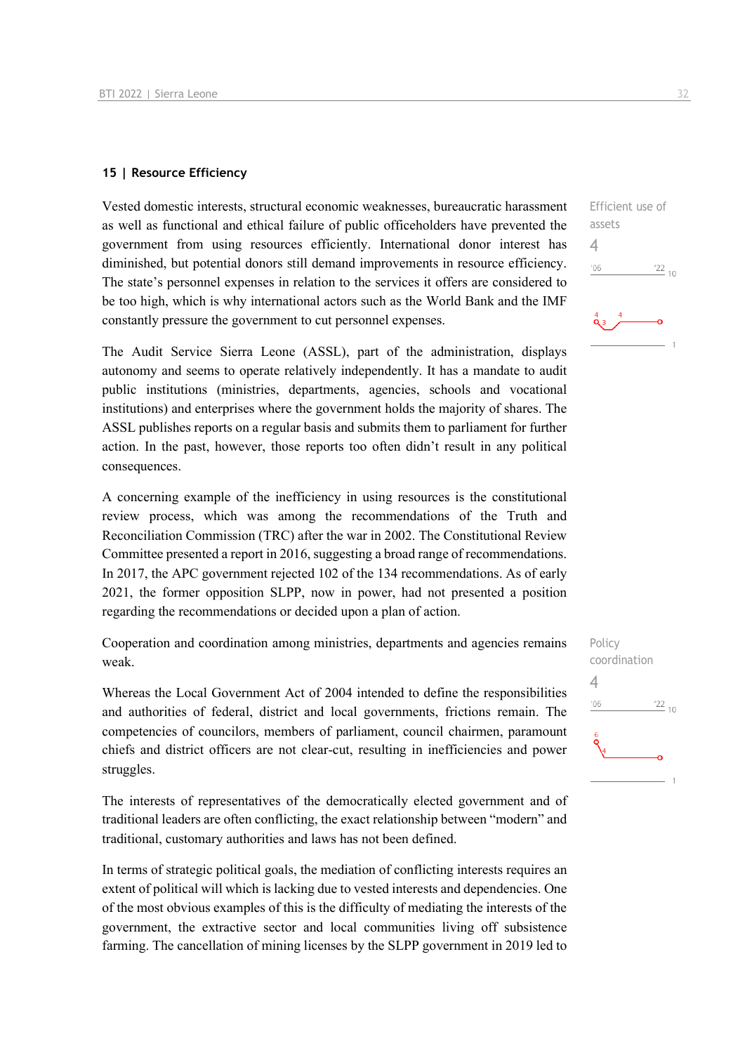### 15 | Resource Efficiency

Efficient use of assets

4

'06 '22 10

4 3 4

1

Vested domestic interests, structural economic weaknesses, bureaucratic harassment as well as functional and ethical failure of public officeholders have prevented the government from using resources efficiently. International donor interest has diminished, but potential donors still demand improvements in resource efficiency. The state's personnel expenses in relation to the services it offers are considered to be too high, which is why international actors such as the World Bank and the IMF constantly pressure the government to cut personnel expenses.

The Audit Service Sierra Leone (ASSL), part of the administration, displays autonomy and seems to operate relatively independently. It has a mandate to audit public institutions (ministries, departments, agencies, schools and vocational institutions) and enterprises where the government holds the majority of shares. The ASSL publishes reports on a regular basis and submits them to parliament for further action. In the past, however, those reports too often didn't result in any political consequences.

A concerning example of the inefficiency in using resources is the constitutional review process, which was among the recommendations of the Truth and Reconciliation Commission (TRC) after the war in 2002. The Constitutional Review Committee presented a report in 2016, suggesting a broad range of recommendations. In 2017, the APC government rejected 102 of the 134 recommendations. As of early 2021, the former opposition SLPP, now in power, had not presented a position regarding the recommendations or decided upon a plan of action.

Policy coordination

4

'06 '22 10

6 4

1

Cooperation and coordination among ministries, departments and agencies remains weak.

Whereas the Local Government Act of 2004 intended to define the responsibilities and authorities of federal, district and local governments, frictions remain. The competencies of councilors, members of parliament, council chairmen, paramount chiefs and district officers are not clear-cut, resulting in inefficiencies and power struggles.

The interests of representatives of the democratically elected government and of traditional leaders are often conflicting, the exact relationship between "modern" and traditional, customary authorities and laws has not been defined.

In terms of strategic political goals, the mediation of conflicting interests requires an extent of political will which is lacking due to vested interests and dependencies. One of the most obvious examples of this is the difficulty of mediating the interests of the government, the extractive sector and local communities living off subsistence farming. The cancellation of mining licenses by the SLPP government in 2019 led to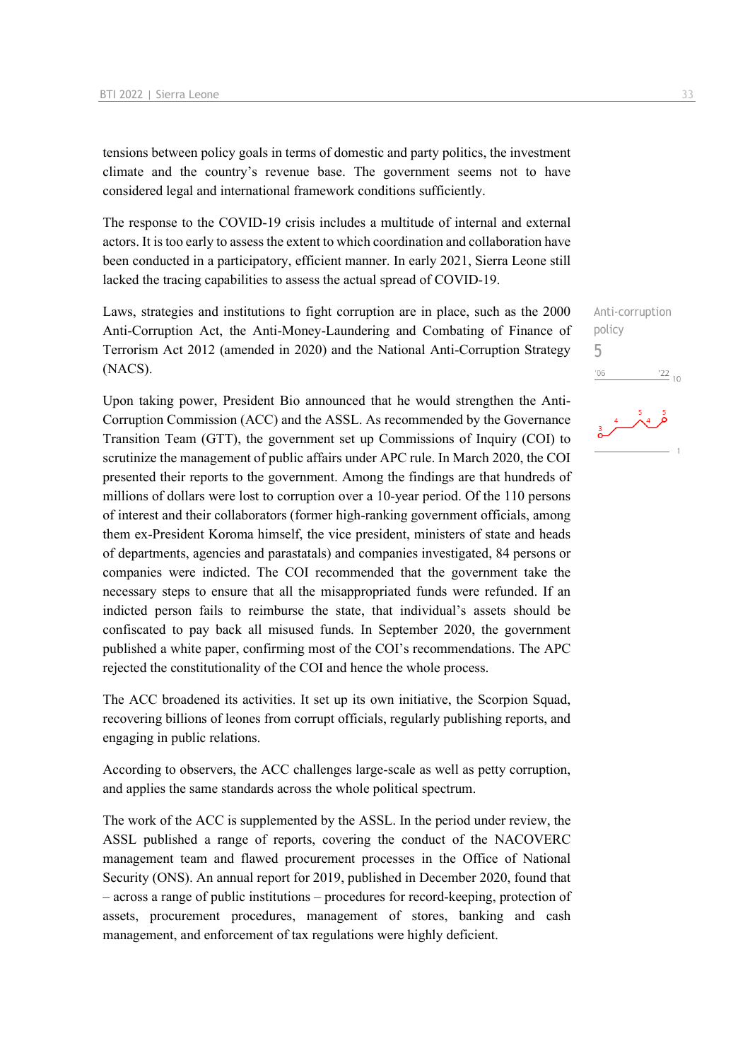tensions between policy goals in terms of domestic and party politics, the investment climate and the country's revenue base. The government seems not to have considered legal and international framework conditions sufficiently.

The response to the COVID-19 crisis includes a multitude of internal and external actors. It is too early to assess the extent to which coordination and collaboration have been conducted in a participatory, efficient manner. In early 2021, Sierra Leone still lacked the tracing capabilities to assess the actual spread of COVID-19.

Anti-corruption policy
5
'06 '22 10
3 4 5 4 5
1

Laws, strategies and institutions to fight corruption are in place, such as the 2000 Anti-Corruption Act, the Anti-Money-Laundering and Combating of Finance of Terrorism Act 2012 (amended in 2020) and the National Anti-Corruption Strategy (NACS).

Upon taking power, President Bio announced that he would strengthen the Anti-Corruption Commission (ACC) and the ASSL. As recommended by the Governance Transition Team (GTT), the government set up Commissions of Inquiry (COI) to scrutinize the management of public affairs under APC rule. In March 2020, the COI presented their reports to the government. Among the findings are that hundreds of millions of dollars were lost to corruption over a 10-year period. Of the 110 persons of interest and their collaborators (former high-ranking government officials, among them ex-President Koroma himself, the vice president, ministers of state and heads of departments, agencies and parastatals) and companies investigated, 84 persons or companies were indicted. The COI recommended that the government take the necessary steps to ensure that all the misappropriated funds were refunded. If an indicted person fails to reimburse the state, that individual's assets should be confiscated to pay back all misused funds. In September 2020, the government published a white paper, confirming most of the COI's recommendations. The APC rejected the constitutionality of the COI and hence the whole process.

The ACC broadened its activities. It set up its own initiative, the Scorpion Squad, recovering billions of leones from corrupt officials, regularly publishing reports, and engaging in public relations.

According to observers, the ACC challenges large-scale as well as petty corruption, and applies the same standards across the whole political spectrum.

The work of the ACC is supplemented by the ASSL. In the period under review, the ASSL published a range of reports, covering the conduct of the NACOVERC management team and flawed procurement processes in the Office of National Security (ONS). An annual report for 2019, published in December 2020, found that – across a range of public institutions – procedures for record-keeping, protection of assets, procurement procedures, management of stores, banking and cash management, and enforcement of tax regulations were highly deficient.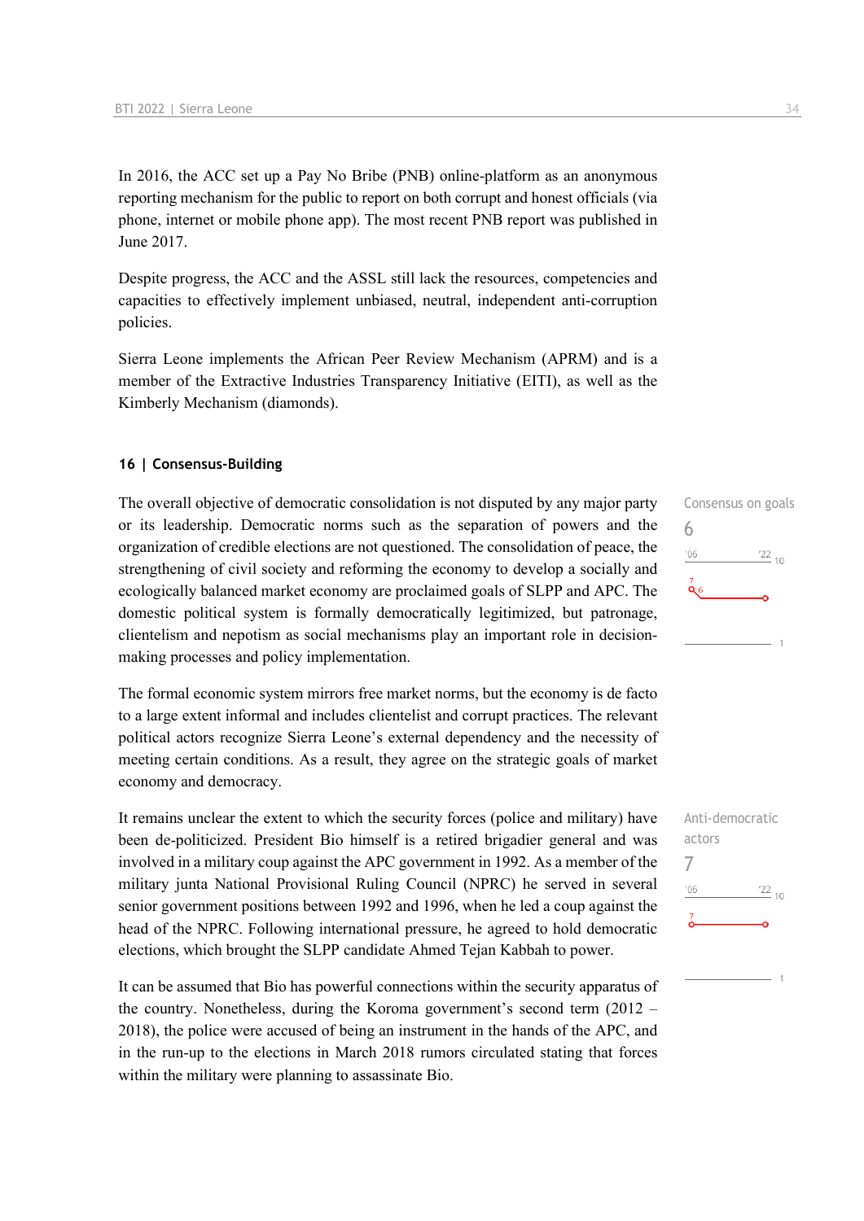In 2016, the ACC set up a Pay No Bribe (PNB) online-platform as an anonymous reporting mechanism for the public to report on both corrupt and honest officials (via phone, internet or mobile phone app). The most recent PNB report was published in June 2017.

Despite progress, the ACC and the ASSL still lack the resources, competencies and capacities to effectively implement unbiased, neutral, independent anti-corruption policies.

Sierra Leone implements the African Peer Review Mechanism (APRM) and is a member of the Extractive Industries Transparency Initiative (EITI), as well as the Kimberly Mechanism (diamonds).

## 16 | Consensus-Building

Consensus on goals
6

The overall objective of democratic consolidation is not disputed by any major party or its leadership. Democratic norms such as the separation of powers and the organization of credible elections are not questioned. The consolidation of peace, the strengthening of civil society and reforming the economy to develop a socially and ecologically balanced market economy are proclaimed goals of SLPP and APC. The domestic political system is formally democratically legitimized, but patronage, clientelism and nepotism as social mechanisms play an important role in decision-making processes and policy implementation.

The formal economic system mirrors free market norms, but the economy is de facto to a large extent informal and includes clientelist and corrupt practices. The relevant political actors recognize Sierra Leone's external dependency and the necessity of meeting certain conditions. As a result, they agree on the strategic goals of market economy and democracy.

Anti-democratic actors
7

It remains unclear the extent to which the security forces (police and military) have been de-politicized. President Bio himself is a retired brigadier general and was involved in a military coup against the APC government in 1992. As a member of the military junta National Provisional Ruling Council (NPRC) he served in several senior government positions between 1992 and 1996, when he led a coup against the head of the NPRC. Following international pressure, he agreed to hold democratic elections, which brought the SLPP candidate Ahmed Tejan Kabbah to power.

It can be assumed that Bio has powerful connections within the security apparatus of the country. Nonetheless, during the Koroma government's second term (2012 – 2018), the police were accused of being an instrument in the hands of the APC, and in the run-up to the elections in March 2018 rumors circulated stating that forces within the military were planning to assassinate Bio.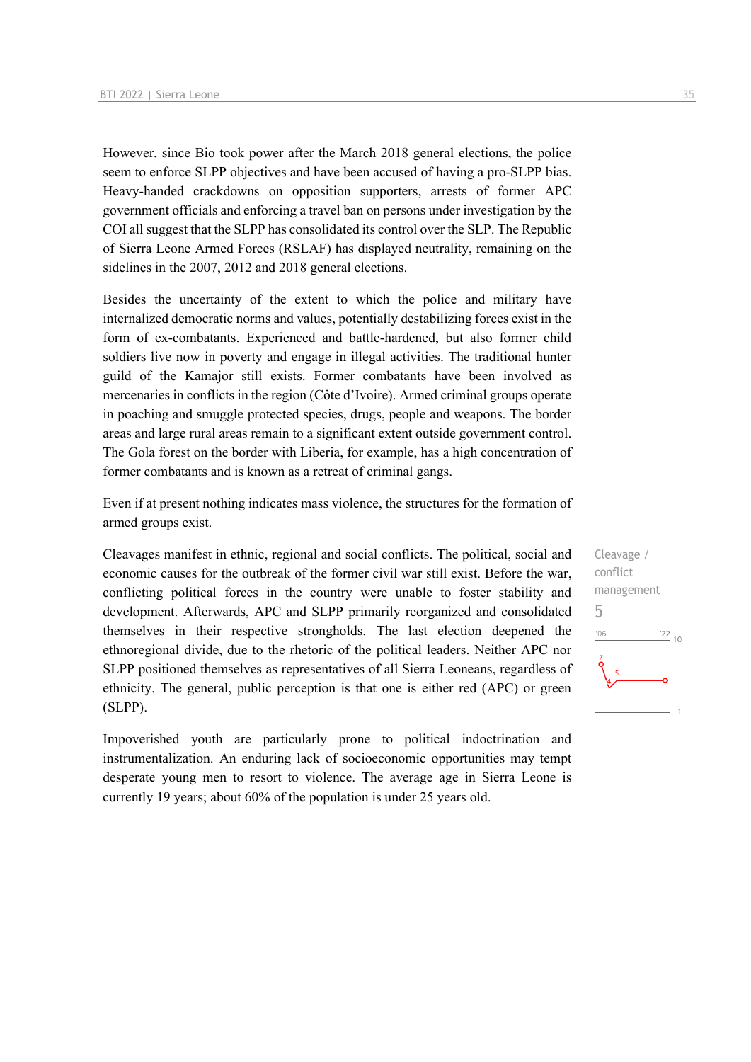However, since Bio took power after the March 2018 general elections, the police seem to enforce SLPP objectives and have been accused of having a pro-SLPP bias. Heavy-handed crackdowns on opposition supporters, arrests of former APC government officials and enforcing a travel ban on persons under investigation by the COI all suggest that the SLPP has consolidated its control over the SLP. The Republic of Sierra Leone Armed Forces (RSLAF) has displayed neutrality, remaining on the sidelines in the 2007, 2012 and 2018 general elections.

Besides the uncertainty of the extent to which the police and military have internalized democratic norms and values, potentially destabilizing forces exist in the form of ex-combatants. Experienced and battle-hardened, but also former child soldiers live now in poverty and engage in illegal activities. The traditional hunter guild of the Kamajor still exists. Former combatants have been involved as mercenaries in conflicts in the region (Côte d'Ivoire). Armed criminal groups operate in poaching and smuggle protected species, drugs, people and weapons. The border areas and large rural areas remain to a significant extent outside government control. The Gola forest on the border with Liberia, for example, has a high concentration of former combatants and is known as a retreat of criminal gangs.

Even if at present nothing indicates mass violence, the structures for the formation of armed groups exist.

Cleavage / conflict management

5

'06 '22 10

7

5

4

1

Cleavages manifest in ethnic, regional and social conflicts. The political, social and economic causes for the outbreak of the former civil war still exist. Before the war, conflicting political forces in the country were unable to foster stability and development. Afterwards, APC and SLPP primarily reorganized and consolidated themselves in their respective strongholds. The last election deepened the ethnoregional divide, due to the rhetoric of the political leaders. Neither APC nor SLPP positioned themselves as representatives of all Sierra Leoneans, regardless of ethnicity. The general, public perception is that one is either red (APC) or green (SLPP).

Impoverished youth are particularly prone to political indoctrination and instrumentalization. An enduring lack of socioeconomic opportunities may tempt desperate young men to resort to violence. The average age in Sierra Leone is currently 19 years; about 60% of the population is under 25 years old.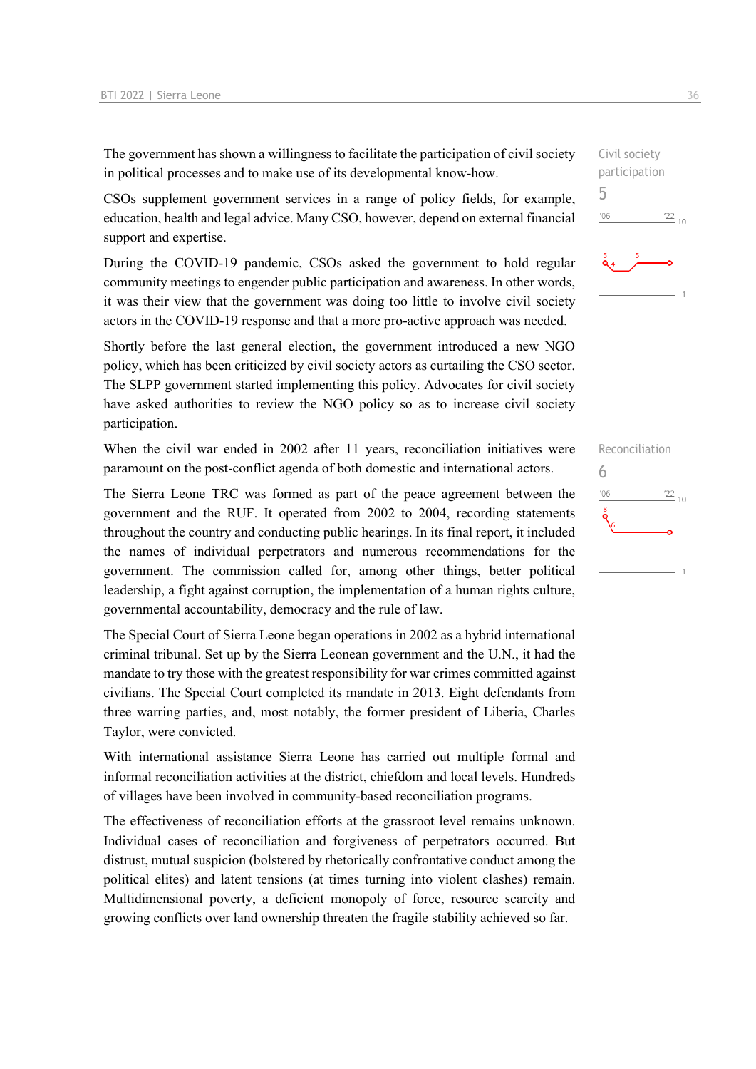The government has shown a willingness to facilitate the participation of civil society in political processes and to make use of its developmental know-how.

CSOs supplement government services in a range of policy fields, for example, education, health and legal advice. Many CSO, however, depend on external financial support and expertise.

During the COVID-19 pandemic, CSOs asked the government to hold regular community meetings to engender public participation and awareness. In other words, it was their view that the government was doing too little to involve civil society actors in the COVID-19 response and that a more pro-active approach was needed.

Shortly before the last general election, the government introduced a new NGO policy, which has been criticized by civil society actors as curtailing the CSO sector. The SLPP government started implementing this policy. Advocates for civil society have asked authorities to review the NGO policy so as to increase civil society participation.

Civil society participation
5

When the civil war ended in 2002 after 11 years, reconciliation initiatives were paramount on the post-conflict agenda of both domestic and international actors.

The Sierra Leone TRC was formed as part of the peace agreement between the government and the RUF. It operated from 2002 to 2004, recording statements throughout the country and conducting public hearings. In its final report, it included the names of individual perpetrators and numerous recommendations for the government. The commission called for, among other things, better political leadership, a fight against corruption, the implementation of a human rights culture, governmental accountability, democracy and the rule of law.

The Special Court of Sierra Leone began operations in 2002 as a hybrid international criminal tribunal. Set up by the Sierra Leonean government and the U.N., it had the mandate to try those with the greatest responsibility for war crimes committed against civilians. The Special Court completed its mandate in 2013. Eight defendants from three warring parties, and, most notably, the former president of Liberia, Charles Taylor, were convicted.

With international assistance Sierra Leone has carried out multiple formal and informal reconciliation activities at the district, chiefdom and local levels. Hundreds of villages have been involved in community-based reconciliation programs.

The effectiveness of reconciliation efforts at the grassroot level remains unknown. Individual cases of reconciliation and forgiveness of perpetrators occurred. But distrust, mutual suspicion (bolstered by rhetorically confrontative conduct among the political elites) and latent tensions (at times turning into violent clashes) remain. Multidimensional poverty, a deficient monopoly of force, resource scarcity and growing conflicts over land ownership threaten the fragile stability achieved so far.

Reconciliation
6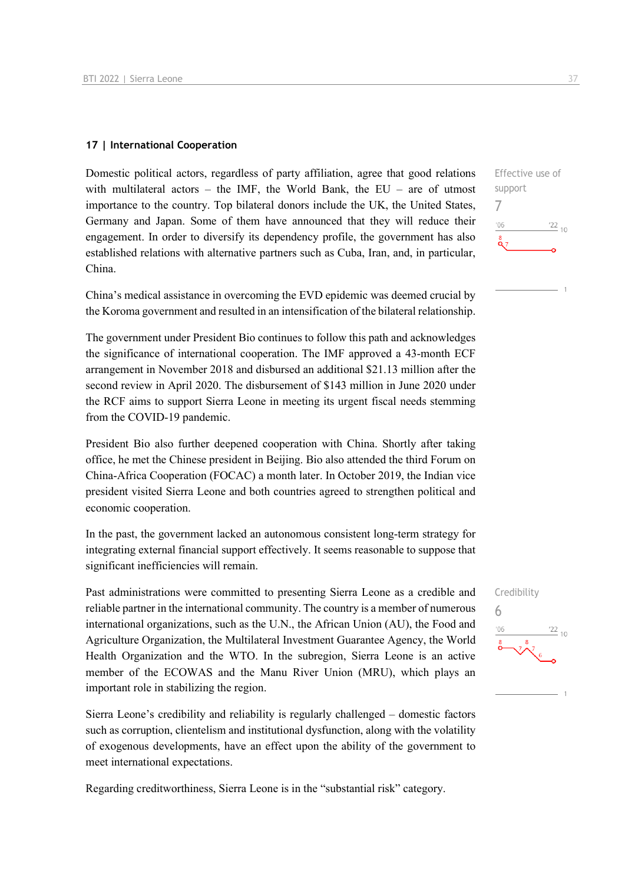## 17 | International Cooperation

Effective use of support

7

Domestic political actors, regardless of party affiliation, agree that good relations with multilateral actors – the IMF, the World Bank, the EU – are of utmost importance to the country. Top bilateral donors include the UK, the United States, Germany and Japan. Some of them have announced that they will reduce their engagement. In order to diversify its dependency profile, the government has also established relations with alternative partners such as Cuba, Iran, and, in particular, China.

China's medical assistance in overcoming the EVD epidemic was deemed crucial by the Koroma government and resulted in an intensification of the bilateral relationship.

The government under President Bio continues to follow this path and acknowledges the significance of international cooperation. The IMF approved a 43-month ECF arrangement in November 2018 and disbursed an additional $21.13 million after the second review in April 2020. The disbursement of $143 million in June 2020 under the RCF aims to support Sierra Leone in meeting its urgent fiscal needs stemming from the COVID-19 pandemic.

President Bio also further deepened cooperation with China. Shortly after taking office, he met the Chinese president in Beijing. Bio also attended the third Forum on China-Africa Cooperation (FOCAC) a month later. In October 2019, the Indian vice president visited Sierra Leone and both countries agreed to strengthen political and economic cooperation.

In the past, the government lacked an autonomous consistent long-term strategy for integrating external financial support effectively. It seems reasonable to suppose that significant inefficiencies will remain.

Credibility

6

Past administrations were committed to presenting Sierra Leone as a credible and reliable partner in the international community. The country is a member of numerous international organizations, such as the U.N., the African Union (AU), the Food and Agriculture Organization, the Multilateral Investment Guarantee Agency, the World Health Organization and the WTO. In the subregion, Sierra Leone is an active member of the ECOWAS and the Manu River Union (MRU), which plays an important role in stabilizing the region.

Sierra Leone's credibility and reliability is regularly challenged – domestic factors such as corruption, clientelism and institutional dysfunction, along with the volatility of exogenous developments, have an effect upon the ability of the government to meet international expectations.

Regarding creditworthiness, Sierra Leone is in the "substantial risk" category.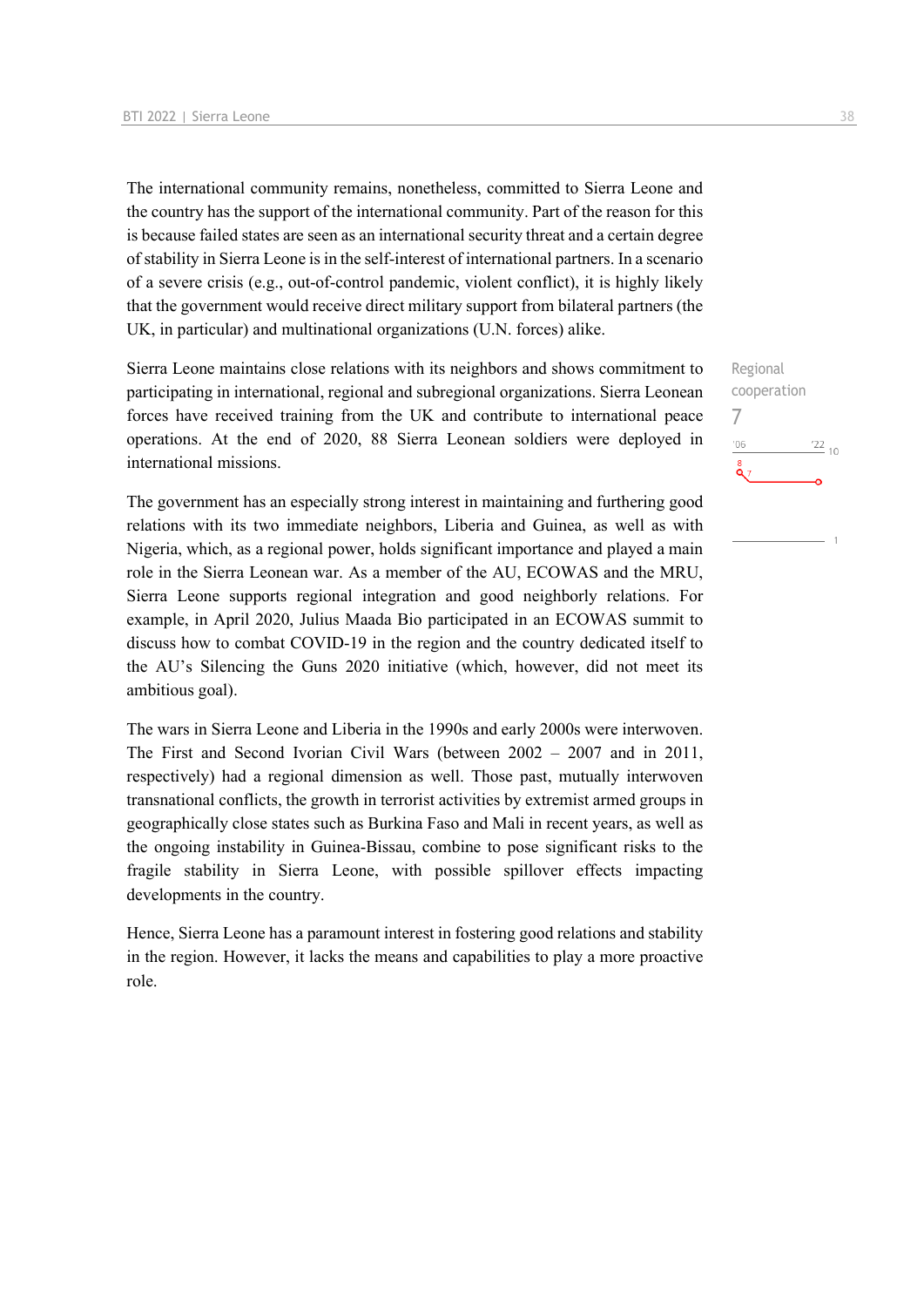The international community remains, nonetheless, committed to Sierra Leone and the country has the support of the international community. Part of the reason for this is because failed states are seen as an international security threat and a certain degree of stability in Sierra Leone is in the self-interest of international partners. In a scenario of a severe crisis (e.g., out-of-control pandemic, violent conflict), it is highly likely that the government would receive direct military support from bilateral partners (the UK, in particular) and multinational organizations (U.N. forces) alike.

Regional cooperation

7

'06
'22
10
8
7
1

Sierra Leone maintains close relations with its neighbors and shows commitment to participating in international, regional and subregional organizations. Sierra Leonean forces have received training from the UK and contribute to international peace operations. At the end of 2020, 88 Sierra Leonean soldiers were deployed in international missions.

The government has an especially strong interest in maintaining and furthering good relations with its two immediate neighbors, Liberia and Guinea, as well as with Nigeria, which, as a regional power, holds significant importance and played a main role in the Sierra Leonean war. As a member of the AU, ECOWAS and the MRU, Sierra Leone supports regional integration and good neighborly relations. For example, in April 2020, Julius Maada Bio participated in an ECOWAS summit to discuss how to combat COVID-19 in the region and the country dedicated itself to the AU's Silencing the Guns 2020 initiative (which, however, did not meet its ambitious goal).

The wars in Sierra Leone and Liberia in the 1990s and early 2000s were interwoven. The First and Second Ivorian Civil Wars (between 2002 – 2007 and in 2011, respectively) had a regional dimension as well. Those past, mutually interwoven transnational conflicts, the growth in terrorist activities by extremist armed groups in geographically close states such as Burkina Faso and Mali in recent years, as well as the ongoing instability in Guinea-Bissau, combine to pose significant risks to the fragile stability in Sierra Leone, with possible spillover effects impacting developments in the country.

Hence, Sierra Leone has a paramount interest in fostering good relations and stability in the region. However, it lacks the means and capabilities to play a more proactive role.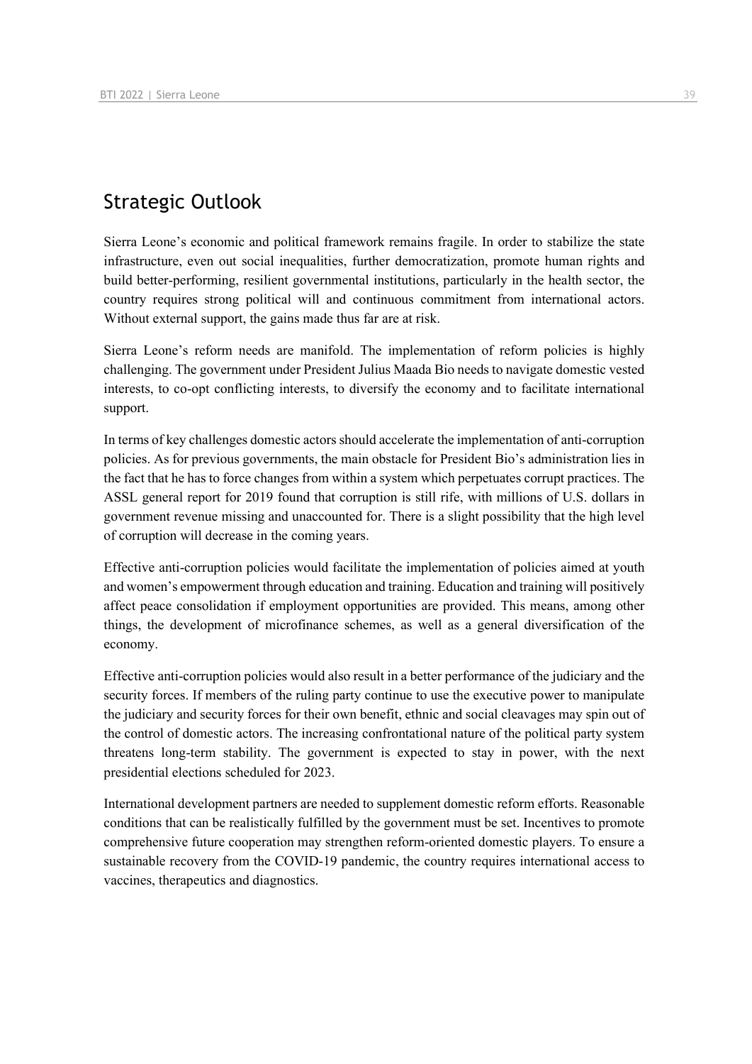## Strategic Outlook

Sierra Leone's economic and political framework remains fragile. In order to stabilize the state infrastructure, even out social inequalities, further democratization, promote human rights and build better-performing, resilient governmental institutions, particularly in the health sector, the country requires strong political will and continuous commitment from international actors. Without external support, the gains made thus far are at risk.

Sierra Leone's reform needs are manifold. The implementation of reform policies is highly challenging. The government under President Julius Maada Bio needs to navigate domestic vested interests, to co-opt conflicting interests, to diversify the economy and to facilitate international support.

In terms of key challenges domestic actors should accelerate the implementation of anti-corruption policies. As for previous governments, the main obstacle for President Bio's administration lies in the fact that he has to force changes from within a system which perpetuates corrupt practices. The ASSL general report for 2019 found that corruption is still rife, with millions of U.S. dollars in government revenue missing and unaccounted for. There is a slight possibility that the high level of corruption will decrease in the coming years.

Effective anti-corruption policies would facilitate the implementation of policies aimed at youth and women's empowerment through education and training. Education and training will positively affect peace consolidation if employment opportunities are provided. This means, among other things, the development of microfinance schemes, as well as a general diversification of the economy.

Effective anti-corruption policies would also result in a better performance of the judiciary and the security forces. If members of the ruling party continue to use the executive power to manipulate the judiciary and security forces for their own benefit, ethnic and social cleavages may spin out of the control of domestic actors. The increasing confrontational nature of the political party system threatens long-term stability. The government is expected to stay in power, with the next presidential elections scheduled for 2023.

International development partners are needed to supplement domestic reform efforts. Reasonable conditions that can be realistically fulfilled by the government must be set. Incentives to promote comprehensive future cooperation may strengthen reform-oriented domestic players. To ensure a sustainable recovery from the COVID-19 pandemic, the country requires international access to vaccines, therapeutics and diagnostics.